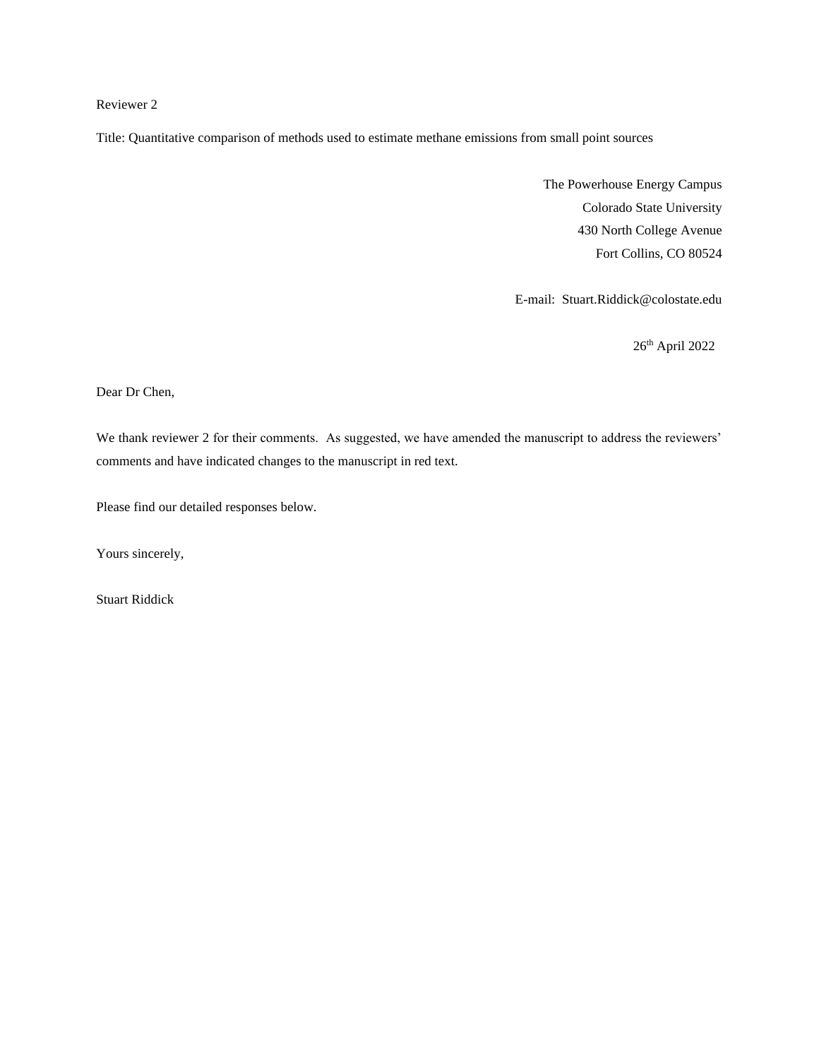Reviewer 2

Title: Quantitative comparison of methods used to estimate methane emissions from small point sources

The Powerhouse Energy Campus
Colorado State University
430 North College Avenue
Fort Collins, CO 80524

E-mail: Stuart.Riddick@colostate.edu

26th April 2022

Dear Dr Chen,

We thank reviewer 2 for their comments. As suggested, we have amended the manuscript to address the reviewers' comments and have indicated changes to the manuscript in red text.

Please find our detailed responses below.

Yours sincerely,

Stuart Riddick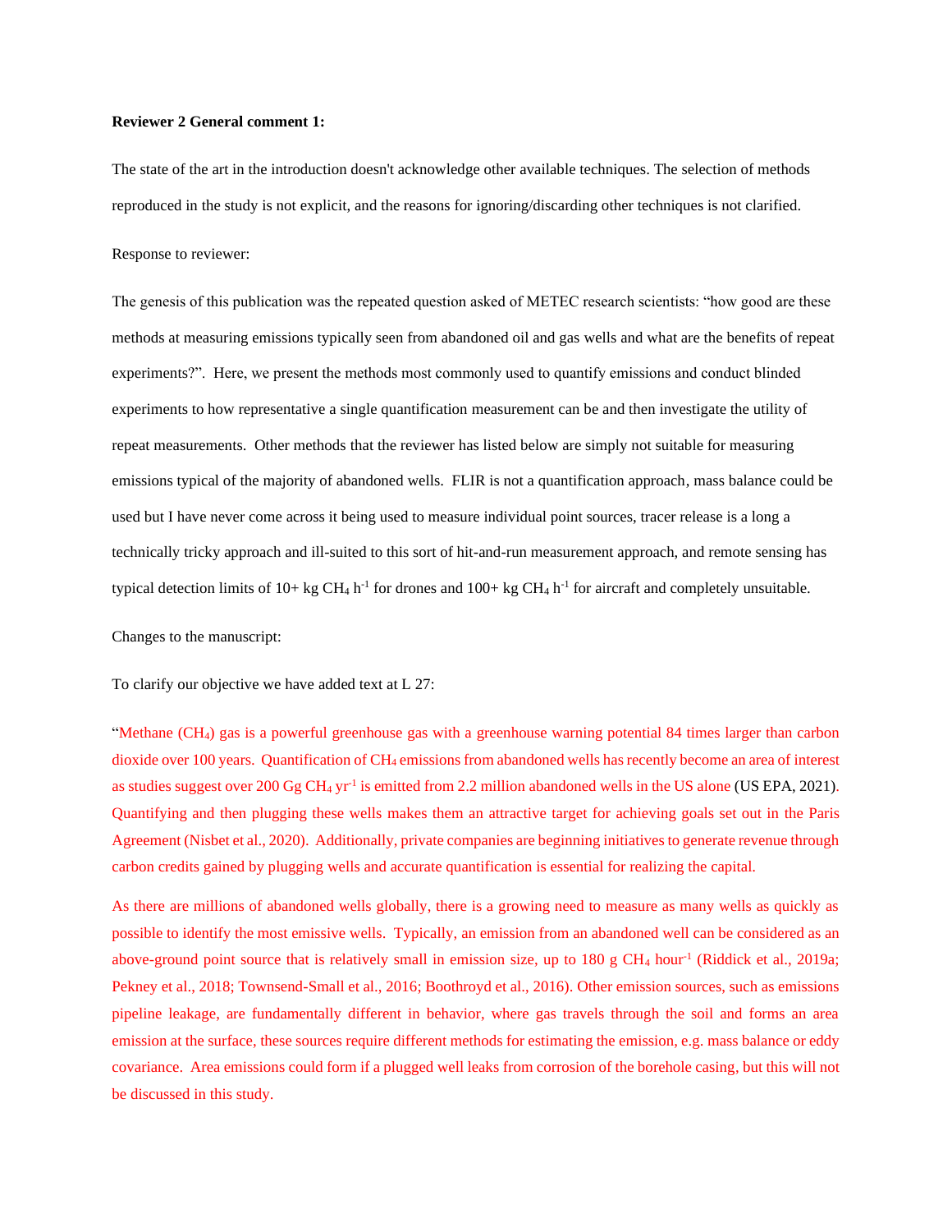**Reviewer 2 General comment 1:**

The state of the art in the introduction doesn't acknowledge other available techniques. The selection of methods reproduced in the study is not explicit, and the reasons for ignoring/discarding other techniques is not clarified.

Response to reviewer:

The genesis of this publication was the repeated question asked of METEC research scientists: "how good are these methods at measuring emissions typically seen from abandoned oil and gas wells and what are the benefits of repeat experiments?". Here, we present the methods most commonly used to quantify emissions and conduct blinded experiments to how representative a single quantification measurement can be and then investigate the utility of repeat measurements. Other methods that the reviewer has listed below are simply not suitable for measuring emissions typical of the majority of abandoned wells. FLIR is not a quantification approach, mass balance could be used but I have never come across it being used to measure individual point sources, tracer release is a long a technically tricky approach and ill-suited to this sort of hit-and-run measurement approach, and remote sensing has typical detection limits of 10+ kg $CH_4$ $h^{-1}$ for drones and 100+ kg $CH_4$ $h^{-1}$ for aircraft and completely unsuitable.

Changes to the manuscript:

To clarify our objective we have added text at L 27:

"Methane ($CH_4$) gas is a powerful greenhouse gas with a greenhouse warning potential 84 times larger than carbon dioxide over 100 years. Quantification of $CH_4$ emissions from abandoned wells has recently become an area of interest as studies suggest over 200 Gg $CH_4$ $yr^{-1}$ is emitted from 2.2 million abandoned wells in the US alone (US EPA, 2021). Quantifying and then plugging these wells makes them an attractive target for achieving goals set out in the Paris Agreement (Nisbet et al., 2020). Additionally, private companies are beginning initiatives to generate revenue through carbon credits gained by plugging wells and accurate quantification is essential for realizing the capital.

As there are millions of abandoned wells globally, there is a growing need to measure as many wells as quickly as possible to identify the most emissive wells. Typically, an emission from an abandoned well can be considered as an above-ground point source that is relatively small in emission size, up to 180 g $CH_4$ $hour^{-1}$ (Riddick et al., 2019a; Pekney et al., 2018; Townsend-Small et al., 2016; Boothroyd et al., 2016). Other emission sources, such as emissions pipeline leakage, are fundamentally different in behavior, where gas travels through the soil and forms an area emission at the surface, these sources require different methods for estimating the emission, e.g. mass balance or eddy covariance. Area emissions could form if a plugged well leaks from corrosion of the borehole casing, but this will not be discussed in this study.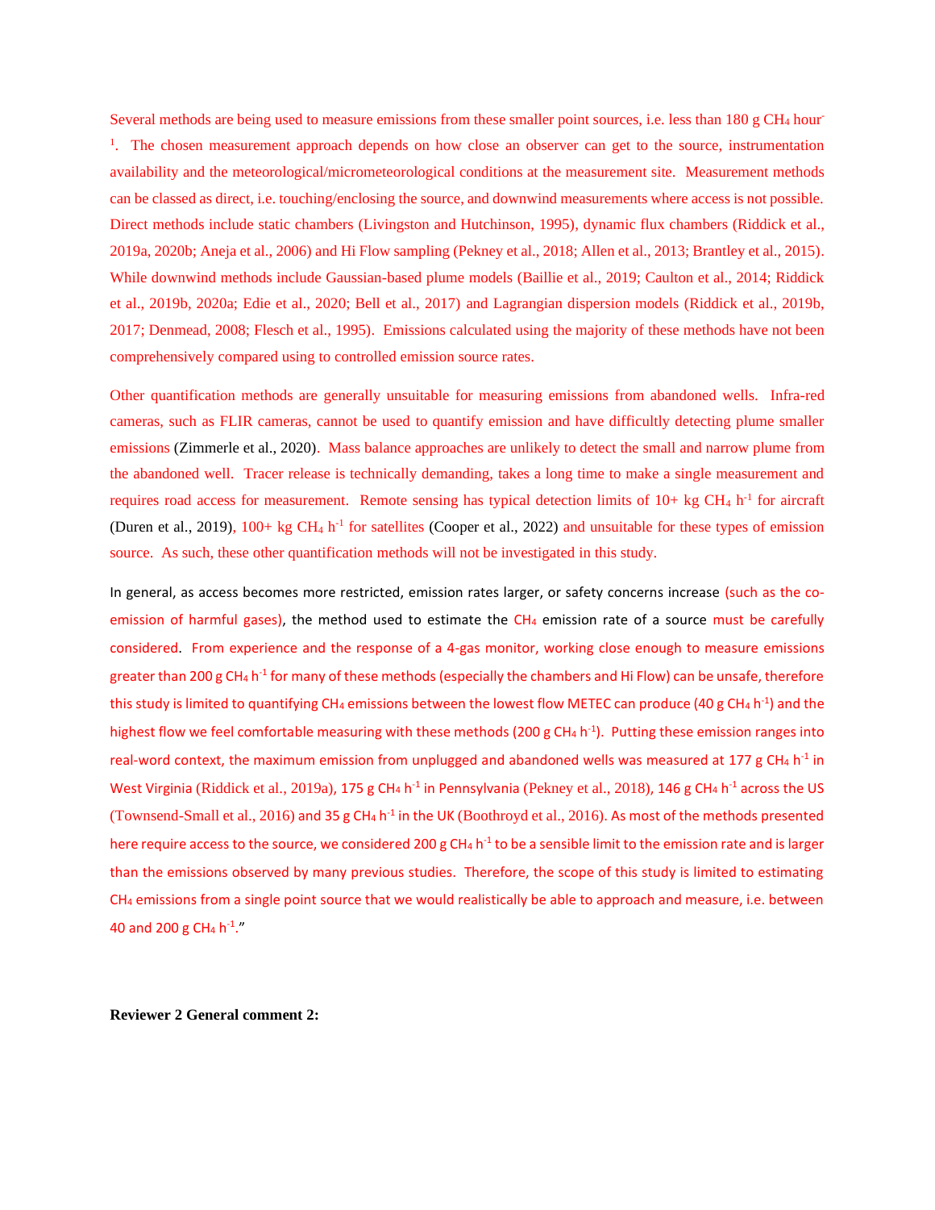Several methods are being used to measure emissions from these smaller point sources, i.e. less than 180 g $CH_4$ hour$^{-1}$. The chosen measurement approach depends on how close an observer can get to the source, instrumentation availability and the meteorological/micrometeorological conditions at the measurement site. Measurement methods can be classed as direct, i.e. touching/enclosing the source, and downwind measurements where access is not possible. Direct methods include static chambers (Livingston and Hutchinson, 1995), dynamic flux chambers (Riddick et al., 2019a, 2020b; Aneja et al., 2006) and Hi Flow sampling (Pekney et al., 2018; Allen et al., 2013; Brantley et al., 2015). While downwind methods include Gaussian-based plume models (Baillie et al., 2019; Caulton et al., 2014; Riddick et al., 2019b, 2020a; Edie et al., 2020; Bell et al., 2017) and Lagrangian dispersion models (Riddick et al., 2019b, 2017; Denmead, 2008; Flesch et al., 1995). Emissions calculated using the majority of these methods have not been comprehensively compared using to controlled emission source rates.

Other quantification methods are generally unsuitable for measuring emissions from abandoned wells. Infra-red cameras, such as FLIR cameras, cannot be used to quantify emission and have difficultly detecting plume smaller emissions (Zimmerle et al., 2020). Mass balance approaches are unlikely to detect the small and narrow plume from the abandoned well. Tracer release is technically demanding, takes a long time to make a single measurement and requires road access for measurement. Remote sensing has typical detection limits of 10+ kg $CH_4$ h$^{-1}$ for aircraft (Duren et al., 2019), 100+ kg $CH_4$ h$^{-1}$ for satellites (Cooper et al., 2022) and unsuitable for these types of emission source. As such, these other quantification methods will not be investigated in this study.

In general, as access becomes more restricted, emission rates larger, or safety concerns increase (such as the co-emission of harmful gases), the method used to estimate the $CH_4$ emission rate of a source must be carefully considered. From experience and the response of a 4-gas monitor, working close enough to measure emissions greater than 200 g $CH_4$ h$^{-1}$ for many of these methods (especially the chambers and Hi Flow) can be unsafe, therefore this study is limited to quantifying $CH_4$ emissions between the lowest flow METEC can produce (40 g $CH_4$ h$^{-1}$) and the highest flow we feel comfortable measuring with these methods (200 g $CH_4$ h$^{-1}$). Putting these emission ranges into real-word context, the maximum emission from unplugged and abandoned wells was measured at 177 g $CH_4$ h$^{-1}$ in West Virginia (Riddick et al., 2019a), 175 g $CH_4$ h$^{-1}$ in Pennsylvania (Pekney et al., 2018), 146 g $CH_4$ h$^{-1}$ across the US (Townsend-Small et al., 2016) and 35 g $CH_4$ h$^{-1}$ in the UK (Boothroyd et al., 2016). As most of the methods presented here require access to the source, we considered 200 g $CH_4$ h$^{-1}$ to be a sensible limit to the emission rate and is larger than the emissions observed by many previous studies. Therefore, the scope of this study is limited to estimating $CH_4$ emissions from a single point source that we would realistically be able to approach and measure, i.e. between 40 and 200 g $CH_4$ h$^{-1}$."

**Reviewer 2 General comment 2:**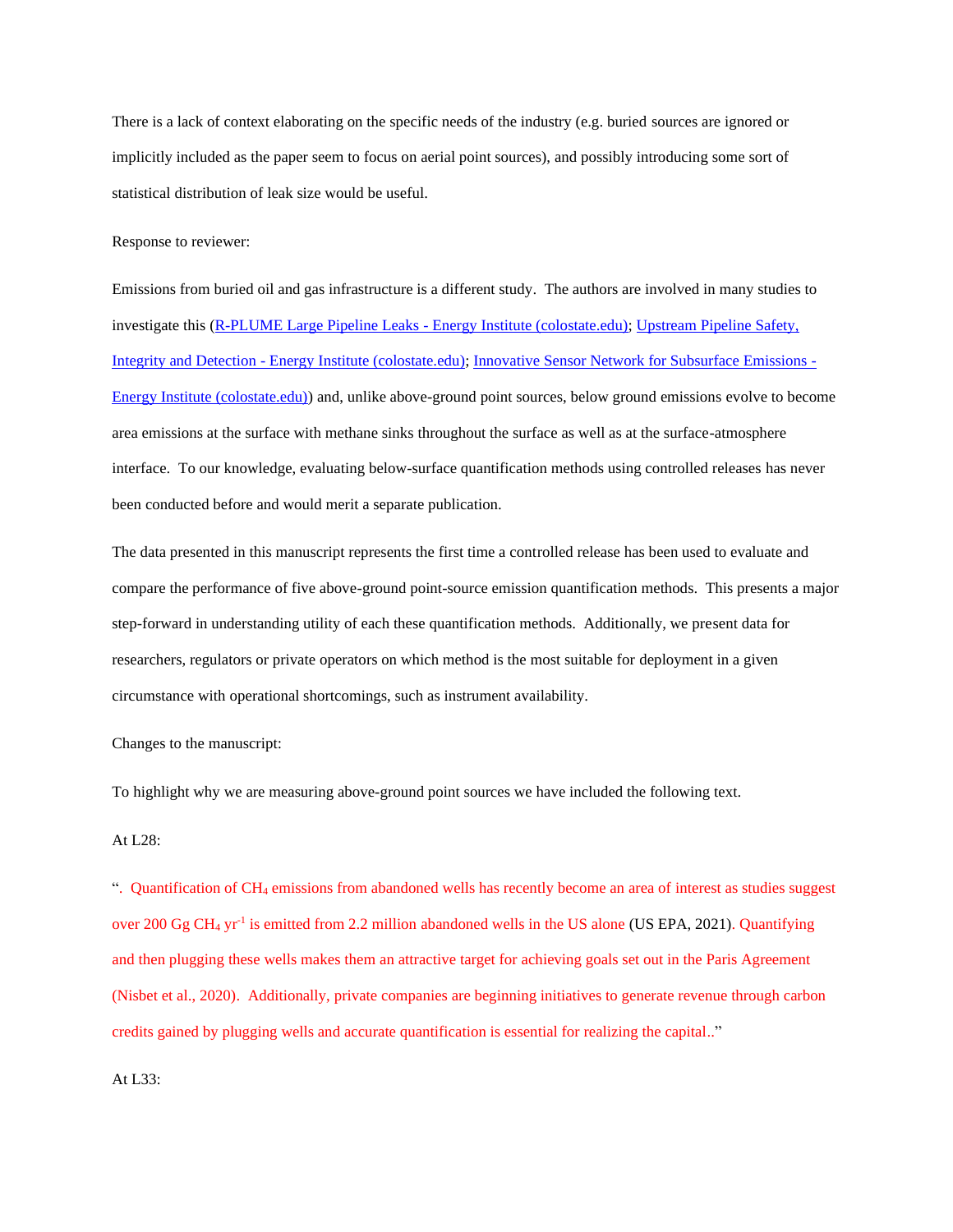There is a lack of context elaborating on the specific needs of the industry (e.g. buried sources are ignored or implicitly included as the paper seem to focus on aerial point sources), and possibly introducing some sort of statistical distribution of leak size would be useful.

Response to reviewer:

Emissions from buried oil and gas infrastructure is a different study. The authors are involved in many studies to investigate this (R-PLUME Large Pipeline Leaks - Energy Institute (colostate.edu); Upstream Pipeline Safety, Integrity and Detection - Energy Institute (colostate.edu); Innovative Sensor Network for Subsurface Emissions - Energy Institute (colostate.edu)) and, unlike above-ground point sources, below ground emissions evolve to become area emissions at the surface with methane sinks throughout the surface as well as at the surface-atmosphere interface. To our knowledge, evaluating below-surface quantification methods using controlled releases has never been conducted before and would merit a separate publication.

The data presented in this manuscript represents the first time a controlled release has been used to evaluate and compare the performance of five above-ground point-source emission quantification methods. This presents a major step-forward in understanding utility of each these quantification methods. Additionally, we present data for researchers, regulators or private operators on which method is the most suitable for deployment in a given circumstance with operational shortcomings, such as instrument availability.

Changes to the manuscript:

To highlight why we are measuring above-ground point sources we have included the following text.

At L28:

"*. Quantification of $CH_4$ emissions from abandoned wells has recently become an area of interest as studies suggest over 200 Gg $CH_4$ $yr^{-1}$ is emitted from 2.2 million abandoned wells in the US alone* (US EPA, 2021)*. Quantifying and then plugging these wells makes them an attractive target for achieving goals set out in the Paris Agreement (Nisbet et al., 2020). Additionally, private companies are beginning initiatives to generate revenue through carbon credits gained by plugging wells and accurate quantification is essential for realizing the capital..*"

At L33: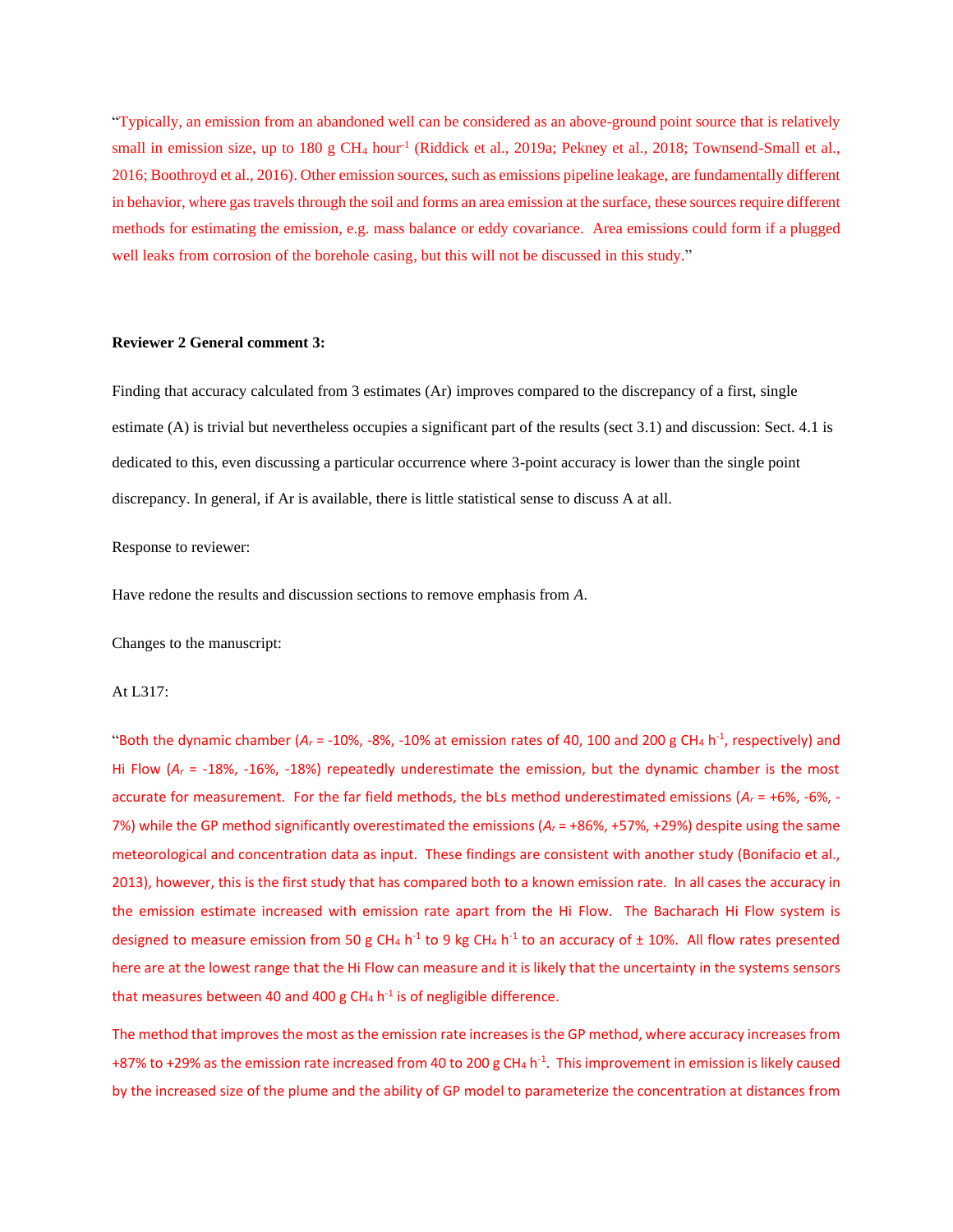"Typically, an emission from an abandoned well can be considered as an above-ground point source that is relatively small in emission size, up to 180 g $CH_4$ hour$^{-1}$ (Riddick et al., 2019a; Pekney et al., 2018; Townsend-Small et al., 2016; Boothroyd et al., 2016). Other emission sources, such as emissions pipeline leakage, are fundamentally different in behavior, where gas travels through the soil and forms an area emission at the surface, these sources require different methods for estimating the emission, e.g. mass balance or eddy covariance. Area emissions could form if a plugged well leaks from corrosion of the borehole casing, but this will not be discussed in this study."

**Reviewer 2 General comment 3:**

Finding that accuracy calculated from 3 estimates (Ar) improves compared to the discrepancy of a first, single estimate (A) is trivial but nevertheless occupies a significant part of the results (sect 3.1) and discussion: Sect. 4.1 is dedicated to this, even discussing a particular occurrence where 3-point accuracy is lower than the single point discrepancy. In general, if Ar is available, there is little statistical sense to discuss A at all.

Response to reviewer:

Have redone the results and discussion sections to remove emphasis from *A*.

Changes to the manuscript:

At L317:

"Both the dynamic chamber ($A_r$ = -10%, -8%, -10% at emission rates of 40, 100 and 200 g $CH_4$ h$^{-1}$, respectively) and Hi Flow ($A_r$ = -18%, -16%, -18%) repeatedly underestimate the emission, but the dynamic chamber is the most accurate for measurement. For the far field methods, the bLs method underestimated emissions ($A_r$ = +6%, -6%, -7%) while the GP method significantly overestimated the emissions ($A_r$ = +86%, +57%, +29%) despite using the same meteorological and concentration data as input. These findings are consistent with another study (Bonifacio et al., 2013), however, this is the first study that has compared both to a known emission rate. In all cases the accuracy in the emission estimate increased with emission rate apart from the Hi Flow. The Bacharach Hi Flow system is designed to measure emission from 50 g $CH_4$ h$^{-1}$ to 9 kg $CH_4$ h$^{-1}$ to an accuracy of ± 10%. All flow rates presented here are at the lowest range that the Hi Flow can measure and it is likely that the uncertainty in the systems sensors that measures between 40 and 400 g $CH_4$ h$^{-1}$ is of negligible difference.

The method that improves the most as the emission rate increases is the GP method, where accuracy increases from +87% to +29% as the emission rate increased from 40 to 200 g $CH_4$ h$^{-1}$. This improvement in emission is likely caused by the increased size of the plume and the ability of GP model to parameterize the concentration at distances from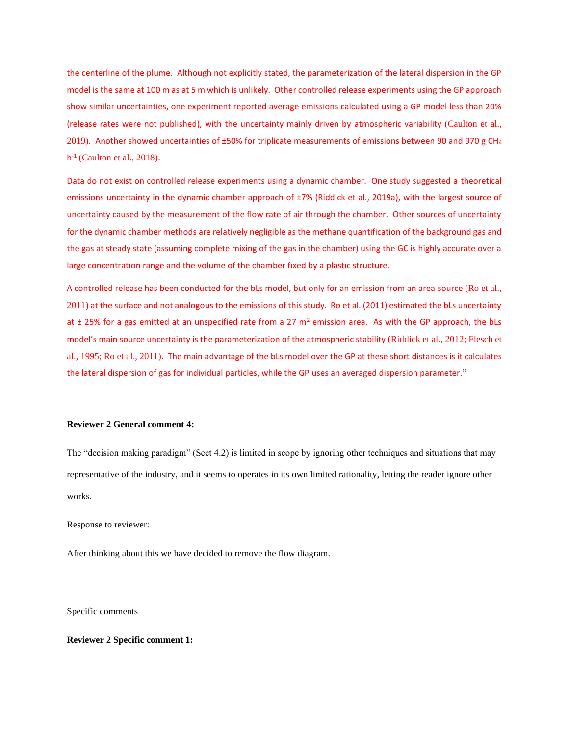the centerline of the plume. Although not explicitly stated, the parameterization of the lateral dispersion in the GP model is the same at 100 m as at 5 m which is unlikely. Other controlled release experiments using the GP approach show similar uncertainties, one experiment reported average emissions calculated using a GP model less than 20% (release rates were not published), with the uncertainty mainly driven by atmospheric variability (Caulton et al., 2019). Another showed uncertainties of ±50% for triplicate measurements of emissions between 90 and 970 g $CH_4$ $h^{-1}$ (Caulton et al., 2018).

Data do not exist on controlled release experiments using a dynamic chamber. One study suggested a theoretical emissions uncertainty in the dynamic chamber approach of ±7% (Riddick et al., 2019a), with the largest source of uncertainty caused by the measurement of the flow rate of air through the chamber. Other sources of uncertainty for the dynamic chamber methods are relatively negligible as the methane quantification of the background gas and the gas at steady state (assuming complete mixing of the gas in the chamber) using the GC is highly accurate over a large concentration range and the volume of the chamber fixed by a plastic structure.

A controlled release has been conducted for the bLs model, but only for an emission from an area source (Ro et al., 2011) at the surface and not analogous to the emissions of this study. Ro et al. (2011) estimated the bLs uncertainty at ± 25% for a gas emitted at an unspecified rate from a 27 $m^2$ emission area. As with the GP approach, the bLs model's main source uncertainty is the parameterization of the atmospheric stability (Riddick et al., 2012; Flesch et al., 1995; Ro et al., 2011). The main advantage of the bLs model over the GP at these short distances is it calculates the lateral dispersion of gas for individual particles, while the GP uses an averaged dispersion parameter."

**Reviewer 2 General comment 4:**

The "decision making paradigm" (Sect 4.2) is limited in scope by ignoring other techniques and situations that may representative of the industry, and it seems to operates in its own limited rationality, letting the reader ignore other works.

Response to reviewer:

After thinking about this we have decided to remove the flow diagram.

Specific comments

**Reviewer 2 Specific comment 1:**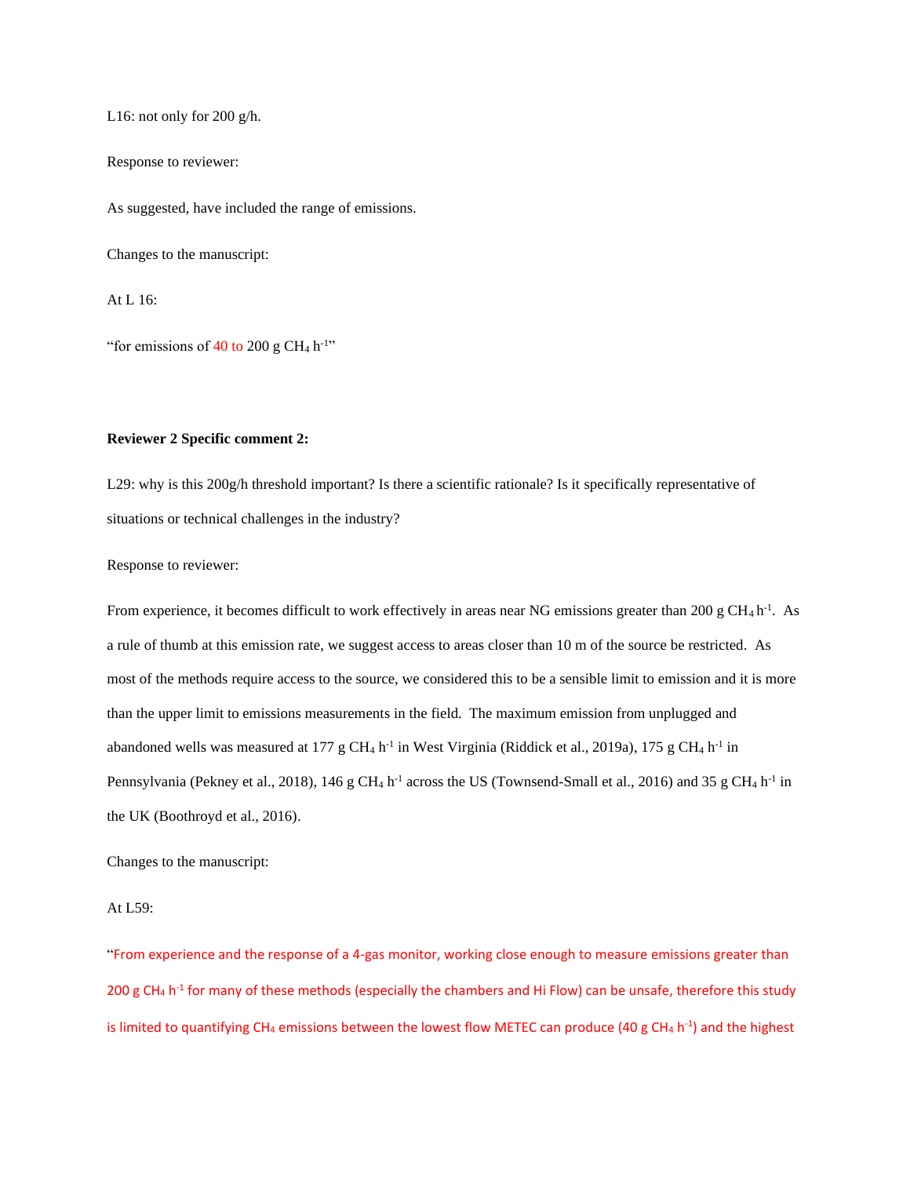L16: not only for 200 g/h.

Response to reviewer:

As suggested, have included the range of emissions.

Changes to the manuscript:

At L 16:

"for emissions of 40 to 200 g $CH_4$ $h^{-1}$"

**Reviewer 2 Specific comment 2:**

L29: why is this 200g/h threshold important? Is there a scientific rationale? Is it specifically representative of situations or technical challenges in the industry?

Response to reviewer:

From experience, it becomes difficult to work effectively in areas near NG emissions greater than 200 g $CH_4$ $h^{-1}$. As a rule of thumb at this emission rate, we suggest access to areas closer than 10 m of the source be restricted. As most of the methods require access to the source, we considered this to be a sensible limit to emission and it is more than the upper limit to emissions measurements in the field. The maximum emission from unplugged and abandoned wells was measured at 177 g $CH_4$ $h^{-1}$ in West Virginia (Riddick et al., 2019a), 175 g $CH_4$ $h^{-1}$ in Pennsylvania (Pekney et al., 2018), 146 g $CH_4$ $h^{-1}$ across the US (Townsend-Small et al., 2016) and 35 g $CH_4$ $h^{-1}$ in the UK (Boothroyd et al., 2016).

Changes to the manuscript:

At L59:

"From experience and the response of a 4-gas monitor, working close enough to measure emissions greater than 200 g $CH_4$ $h^{-1}$ for many of these methods (especially the chambers and Hi Flow) can be unsafe, therefore this study is limited to quantifying $CH_4$ emissions between the lowest flow METEC can produce (40 g $CH_4$ $h^{-1}$) and the highest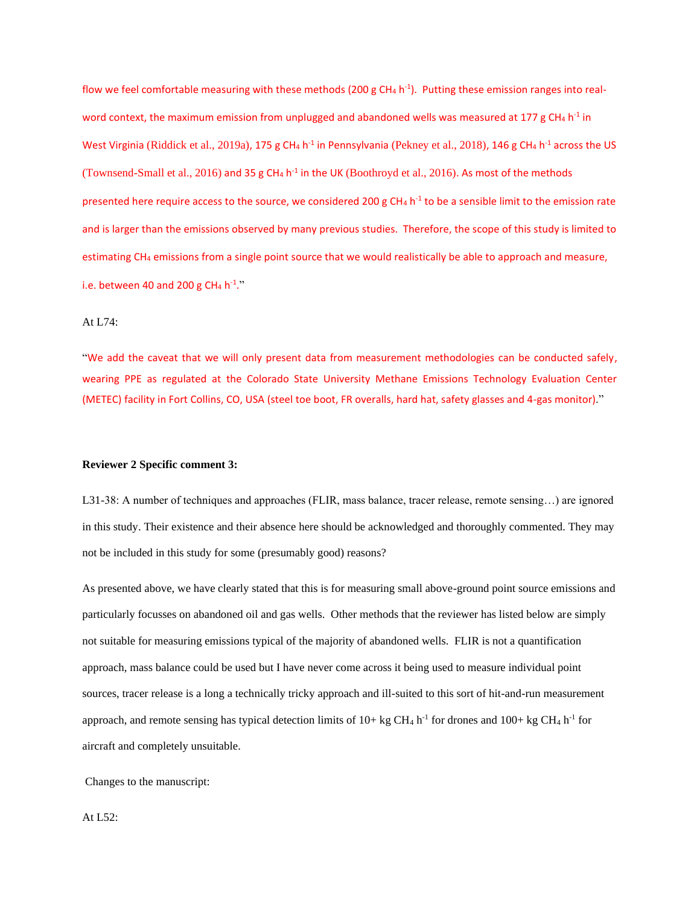flow we feel comfortable measuring with these methods (200 g $CH_4$ $h^{-1}$). Putting these emission ranges into real-word context, the maximum emission from unplugged and abandoned wells was measured at 177 g $CH_4$ $h^{-1}$ in West Virginia (Riddick et al., 2019a), 175 g $CH_4$ $h^{-1}$ in Pennsylvania (Pekney et al., 2018), 146 g $CH_4$ $h^{-1}$ across the US (Townsend-Small et al., 2016) and 35 g $CH_4$ $h^{-1}$ in the UK (Boothroyd et al., 2016). As most of the methods presented here require access to the source, we considered 200 g $CH_4$ $h^{-1}$ to be a sensible limit to the emission rate and is larger than the emissions observed by many previous studies. Therefore, the scope of this study is limited to estimating $CH_4$ emissions from a single point source that we would realistically be able to approach and measure, i.e. between 40 and 200 g $CH_4$ $h^{-1}$."

At L74:

"We add the caveat that we will only present data from measurement methodologies can be conducted safely, wearing PPE as regulated at the Colorado State University Methane Emissions Technology Evaluation Center (METEC) facility in Fort Collins, CO, USA (steel toe boot, FR overalls, hard hat, safety glasses and 4-gas monitor)."

**Reviewer 2 Specific comment 3:**

L31-38: A number of techniques and approaches (FLIR, mass balance, tracer release, remote sensing…) are ignored in this study. Their existence and their absence here should be acknowledged and thoroughly commented. They may not be included in this study for some (presumably good) reasons?

As presented above, we have clearly stated that this is for measuring small above-ground point source emissions and particularly focusses on abandoned oil and gas wells. Other methods that the reviewer has listed below are simply not suitable for measuring emissions typical of the majority of abandoned wells. FLIR is not a quantification approach, mass balance could be used but I have never come across it being used to measure individual point sources, tracer release is a long a technically tricky approach and ill-suited to this sort of hit-and-run measurement approach, and remote sensing has typical detection limits of 10+ kg $CH_4$ $h^{-1}$ for drones and 100+ kg $CH_4$ $h^{-1}$ for aircraft and completely unsuitable.

Changes to the manuscript:

At L52: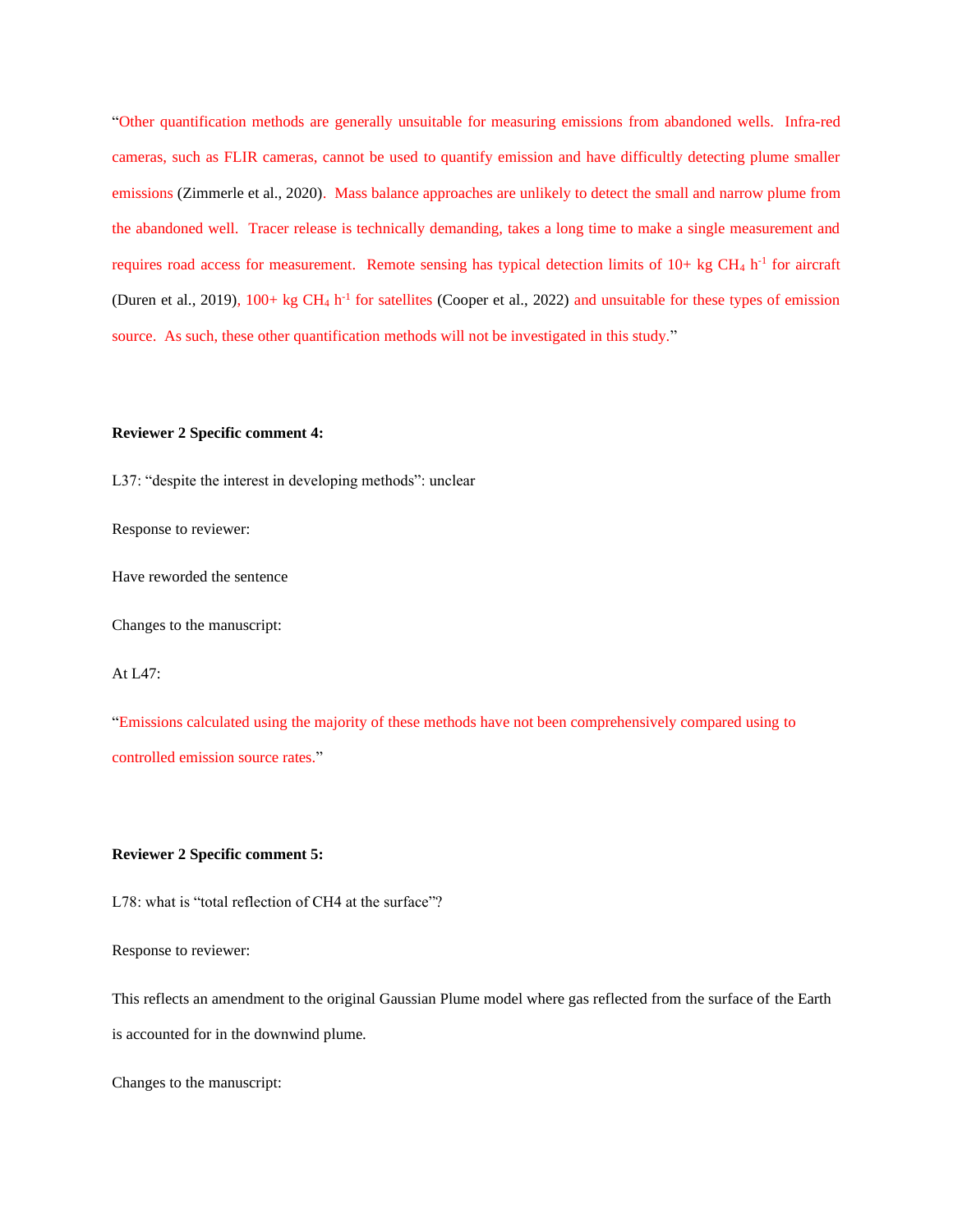"Other quantification methods are generally unsuitable for measuring emissions from abandoned wells. Infra-red cameras, such as FLIR cameras, cannot be used to quantify emission and have difficultly detecting plume smaller emissions (Zimmerle et al., 2020). Mass balance approaches are unlikely to detect the small and narrow plume from the abandoned well. Tracer release is technically demanding, takes a long time to make a single measurement and requires road access for measurement. Remote sensing has typical detection limits of 10+ kg $CH_4$ $h^{-1}$ for aircraft (Duren et al., 2019), 100+ kg $CH_4$ $h^{-1}$ for satellites (Cooper et al., 2022) and unsuitable for these types of emission source. As such, these other quantification methods will not be investigated in this study."

**Reviewer 2 Specific comment 4:**

L37: "despite the interest in developing methods": unclear

Response to reviewer:

Have reworded the sentence

Changes to the manuscript:

At L47:

"Emissions calculated using the majority of these methods have not been comprehensively compared using to controlled emission source rates."

**Reviewer 2 Specific comment 5:**

L78: what is "total reflection of CH4 at the surface"?

Response to reviewer:

This reflects an amendment to the original Gaussian Plume model where gas reflected from the surface of the Earth is accounted for in the downwind plume.

Changes to the manuscript: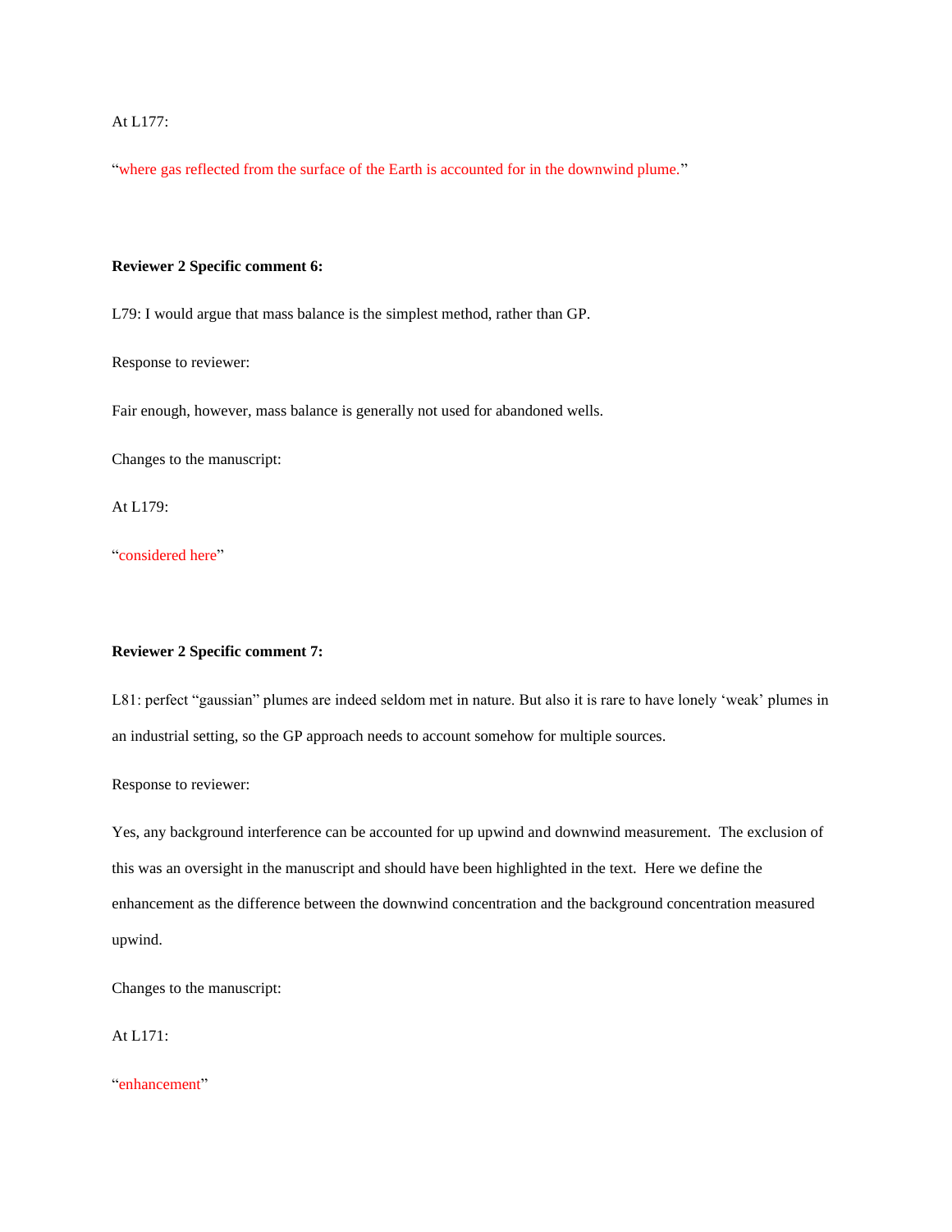At L177:

"where gas reflected from the surface of the Earth is accounted for in the downwind plume."

**Reviewer 2 Specific comment 6:**

L79: I would argue that mass balance is the simplest method, rather than GP.

Response to reviewer:

Fair enough, however, mass balance is generally not used for abandoned wells.

Changes to the manuscript:

At L179:

"considered here"

**Reviewer 2 Specific comment 7:**

L81: perfect "gaussian" plumes are indeed seldom met in nature. But also it is rare to have lonely 'weak' plumes in an industrial setting, so the GP approach needs to account somehow for multiple sources.

Response to reviewer:

Yes, any background interference can be accounted for up upwind and downwind measurement. The exclusion of this was an oversight in the manuscript and should have been highlighted in the text. Here we define the enhancement as the difference between the downwind concentration and the background concentration measured upwind.

Changes to the manuscript:

At L171:

"enhancement"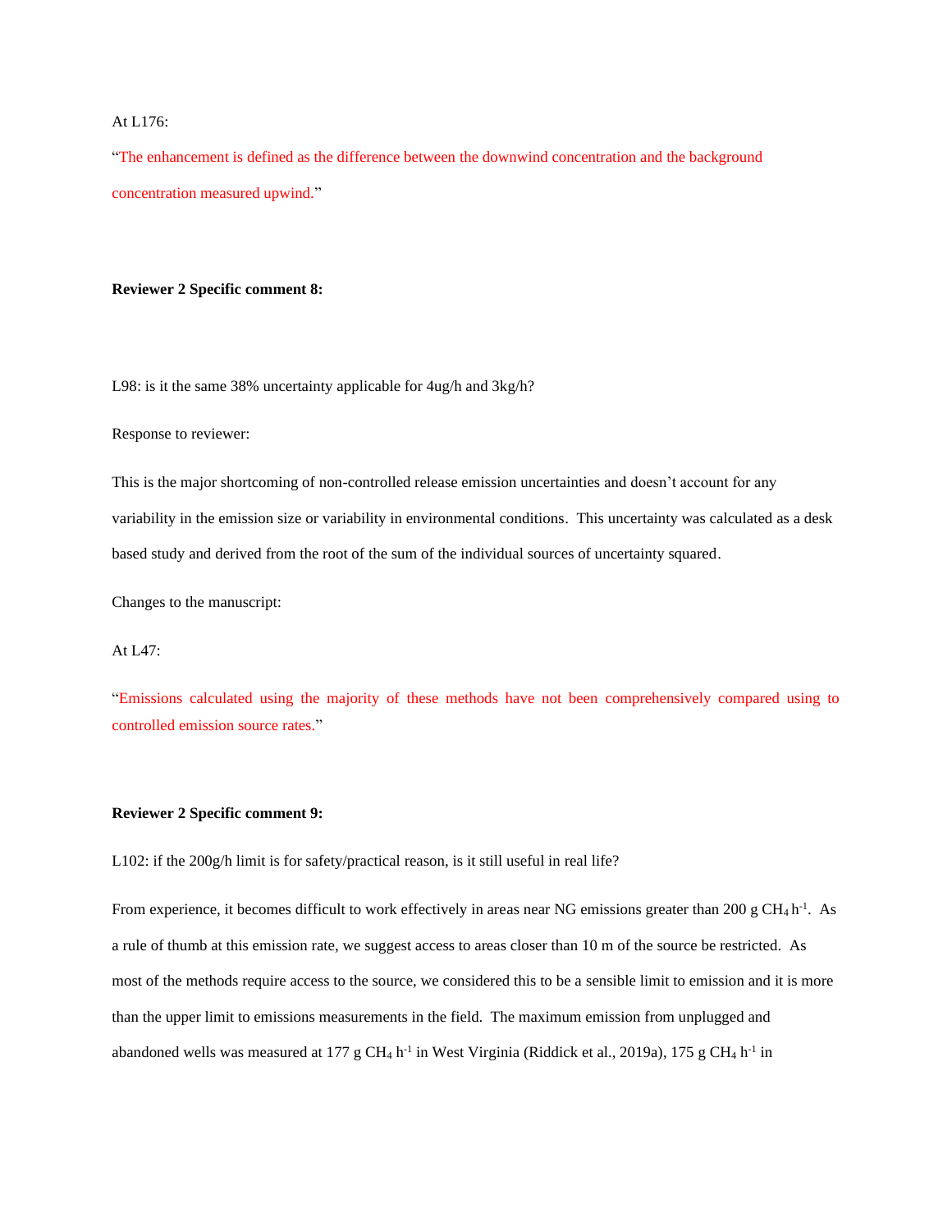At L176:

"The enhancement is defined as the difference between the downwind concentration and the background concentration measured upwind."

**Reviewer 2 Specific comment 8:**

L98: is it the same 38% uncertainty applicable for 4ug/h and 3kg/h?

Response to reviewer:

This is the major shortcoming of non-controlled release emission uncertainties and doesn't account for any variability in the emission size or variability in environmental conditions. This uncertainty was calculated as a desk based study and derived from the root of the sum of the individual sources of uncertainty squared.

Changes to the manuscript:

At L47:

"Emissions calculated using the majority of these methods have not been comprehensively compared using to controlled emission source rates."

**Reviewer 2 Specific comment 9:**

L102: if the 200g/h limit is for safety/practical reason, is it still useful in real life?

From experience, it becomes difficult to work effectively in areas near NG emissions greater than 200 g $CH_4$ $h^{-1}$. As a rule of thumb at this emission rate, we suggest access to areas closer than 10 m of the source be restricted. As most of the methods require access to the source, we considered this to be a sensible limit to emission and it is more than the upper limit to emissions measurements in the field. The maximum emission from unplugged and abandoned wells was measured at 177 g $CH_4$ $h^{-1}$ in West Virginia (Riddick et al., 2019a), 175 g $CH_4$ $h^{-1}$ in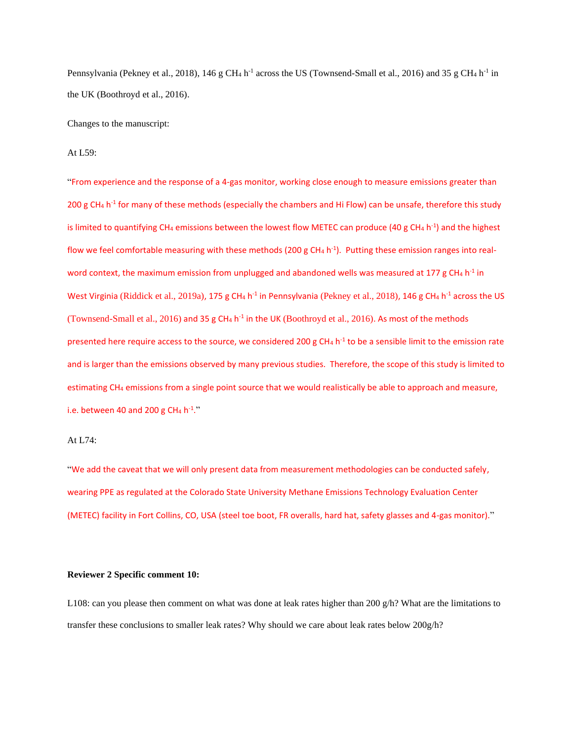Pennsylvania (Pekney et al., 2018), 146 g $CH_4$ $h^{-1}$ across the US (Townsend-Small et al., 2016) and 35 g $CH_4$ $h^{-1}$ in the UK (Boothroyd et al., 2016).

Changes to the manuscript:

At L59:

"From experience and the response of a 4-gas monitor, working close enough to measure emissions greater than 200 g $CH_4$ $h^{-1}$ for many of these methods (especially the chambers and Hi Flow) can be unsafe, therefore this study is limited to quantifying $CH_4$ emissions between the lowest flow METEC can produce (40 g $CH_4$ $h^{-1}$) and the highest flow we feel comfortable measuring with these methods (200 g $CH_4$ $h^{-1}$). Putting these emission ranges into real-word context, the maximum emission from unplugged and abandoned wells was measured at 177 g $CH_4$ $h^{-1}$ in West Virginia (Riddick et al., 2019a), 175 g $CH_4$ $h^{-1}$ in Pennsylvania (Pekney et al., 2018), 146 g $CH_4$ $h^{-1}$ across the US (Townsend-Small et al., 2016) and 35 g $CH_4$ $h^{-1}$ in the UK (Boothroyd et al., 2016). As most of the methods presented here require access to the source, we considered 200 g $CH_4$ $h^{-1}$ to be a sensible limit to the emission rate and is larger than the emissions observed by many previous studies. Therefore, the scope of this study is limited to estimating $CH_4$ emissions from a single point source that we would realistically be able to approach and measure, i.e. between 40 and 200 g $CH_4$ $h^{-1}$."

At L74:

"We add the caveat that we will only present data from measurement methodologies can be conducted safely, wearing PPE as regulated at the Colorado State University Methane Emissions Technology Evaluation Center (METEC) facility in Fort Collins, CO, USA (steel toe boot, FR overalls, hard hat, safety glasses and 4-gas monitor)."

**Reviewer 2 Specific comment 10:**

L108: can you please then comment on what was done at leak rates higher than 200 g/h? What are the limitations to transfer these conclusions to smaller leak rates? Why should we care about leak rates below 200g/h?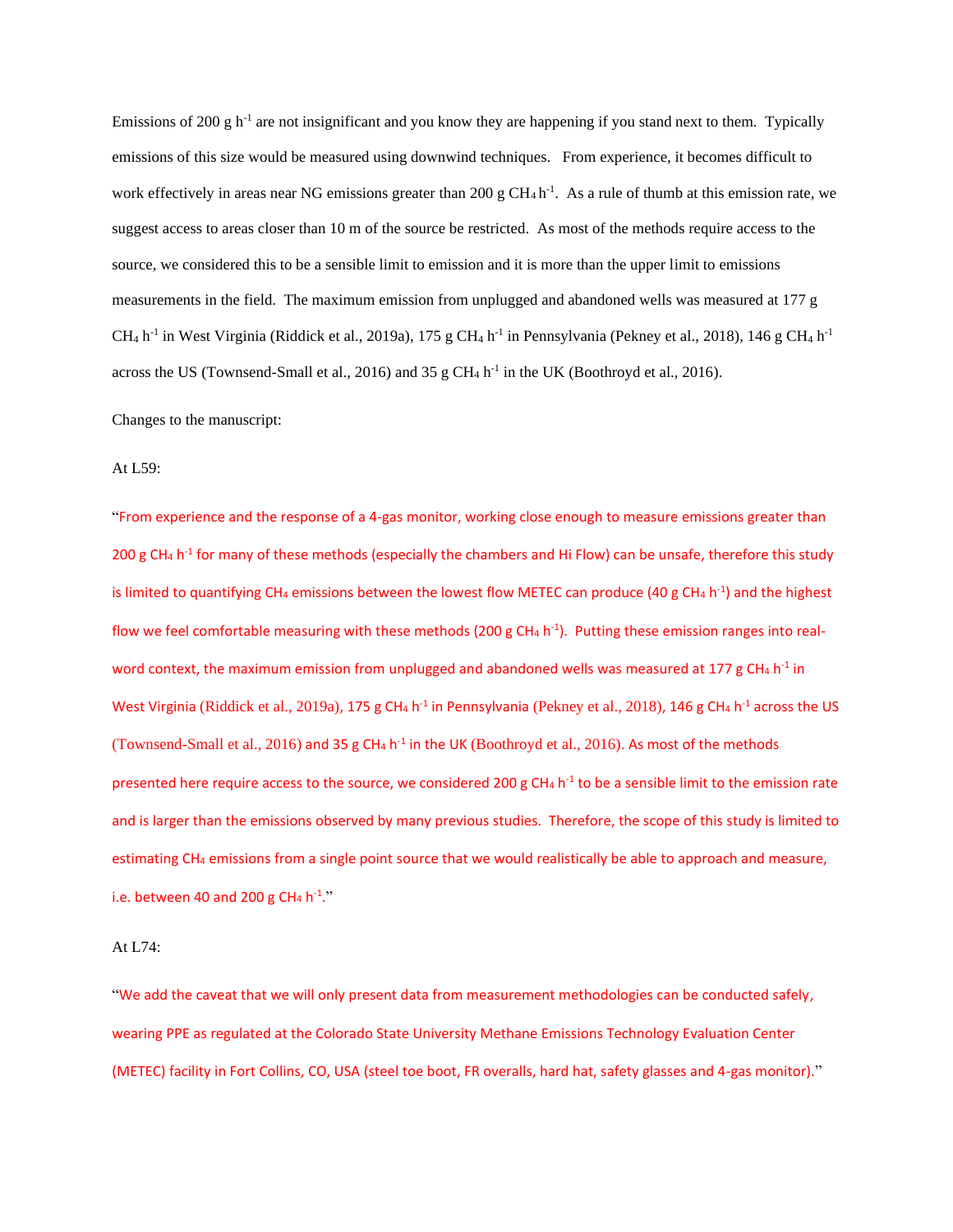Emissions of 200 g $h^{-1}$ are not insignificant and you know they are happening if you stand next to them. Typically emissions of this size would be measured using downwind techniques. From experience, it becomes difficult to work effectively in areas near NG emissions greater than 200 g $CH_4$ $h^{-1}$. As a rule of thumb at this emission rate, we suggest access to areas closer than 10 m of the source be restricted. As most of the methods require access to the source, we considered this to be a sensible limit to emission and it is more than the upper limit to emissions measurements in the field. The maximum emission from unplugged and abandoned wells was measured at 177 g $CH_4$ $h^{-1}$ in West Virginia (Riddick et al., 2019a), 175 g $CH_4$ $h^{-1}$ in Pennsylvania (Pekney et al., 2018), 146 g $CH_4$ $h^{-1}$ across the US (Townsend-Small et al., 2016) and 35 g $CH_4$ $h^{-1}$ in the UK (Boothroyd et al., 2016).

Changes to the manuscript:

At L59:

"From experience and the response of a 4-gas monitor, working close enough to measure emissions greater than 200 g $CH_4$ $h^{-1}$ for many of these methods (especially the chambers and Hi Flow) can be unsafe, therefore this study is limited to quantifying $CH_4$ emissions between the lowest flow METEC can produce (40 g $CH_4$ $h^{-1}$) and the highest flow we feel comfortable measuring with these methods (200 g $CH_4$ $h^{-1}$). Putting these emission ranges into real-word context, the maximum emission from unplugged and abandoned wells was measured at 177 g $CH_4$ $h^{-1}$ in West Virginia (Riddick et al., 2019a), 175 g $CH_4$ $h^{-1}$ in Pennsylvania (Pekney et al., 2018), 146 g $CH_4$ $h^{-1}$ across the US (Townsend-Small et al., 2016) and 35 g $CH_4$ $h^{-1}$ in the UK (Boothroyd et al., 2016). As most of the methods presented here require access to the source, we considered 200 g $CH_4$ $h^{-1}$ to be a sensible limit to the emission rate and is larger than the emissions observed by many previous studies. Therefore, the scope of this study is limited to estimating $CH_4$ emissions from a single point source that we would realistically be able to approach and measure, i.e. between 40 and 200 g $CH_4$ $h^{-1}$."

At L74:

"We add the caveat that we will only present data from measurement methodologies can be conducted safely, wearing PPE as regulated at the Colorado State University Methane Emissions Technology Evaluation Center (METEC) facility in Fort Collins, CO, USA (steel toe boot, FR overalls, hard hat, safety glasses and 4-gas monitor)."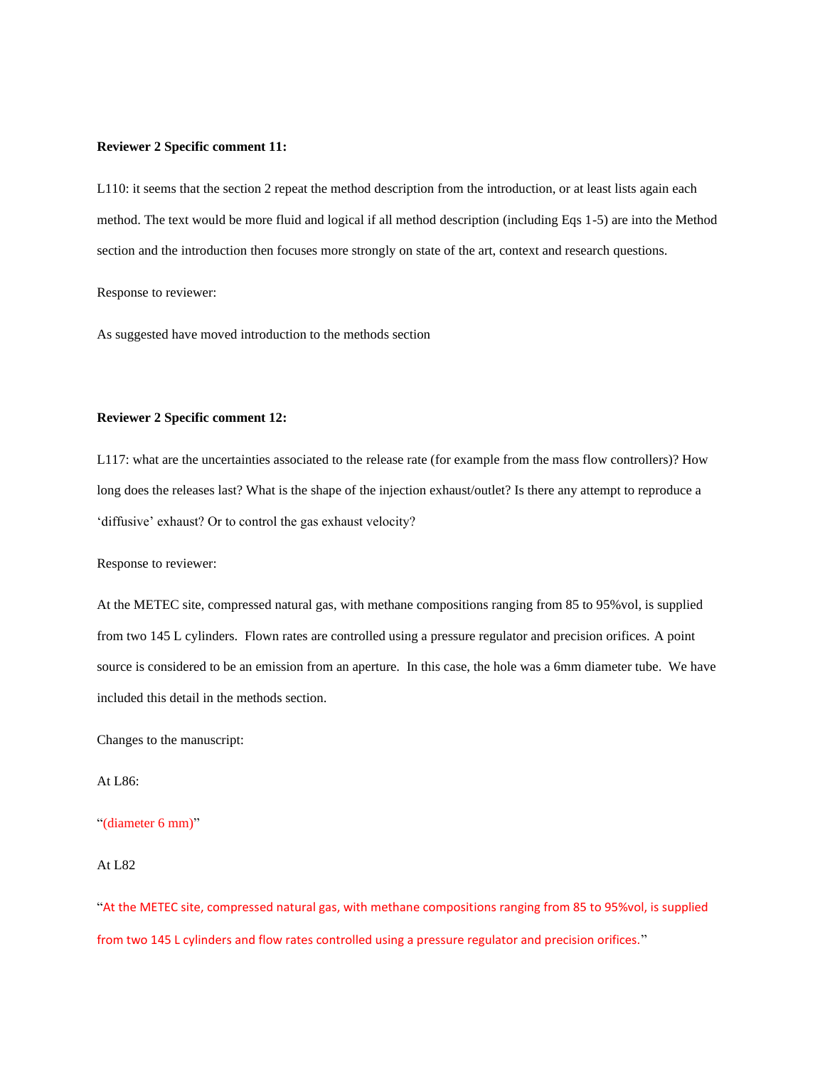**Reviewer 2 Specific comment 11:**

L110: it seems that the section 2 repeat the method description from the introduction, or at least lists again each method. The text would be more fluid and logical if all method description (including Eqs 1-5) are into the Method section and the introduction then focuses more strongly on state of the art, context and research questions.

Response to reviewer:

As suggested have moved introduction to the methods section

**Reviewer 2 Specific comment 12:**

L117: what are the uncertainties associated to the release rate (for example from the mass flow controllers)? How long does the releases last? What is the shape of the injection exhaust/outlet? Is there any attempt to reproduce a 'diffusive' exhaust? Or to control the gas exhaust velocity?

Response to reviewer:

At the METEC site, compressed natural gas, with methane compositions ranging from 85 to 95%vol, is supplied from two 145 L cylinders. Flown rates are controlled using a pressure regulator and precision orifices. A point source is considered to be an emission from an aperture. In this case, the hole was a 6mm diameter tube. We have included this detail in the methods section.

Changes to the manuscript:

At L86:

"(diameter 6 mm)"

At L82

"At the METEC site, compressed natural gas, with methane compositions ranging from 85 to 95%vol, is supplied from two 145 L cylinders and flow rates controlled using a pressure regulator and precision orifices."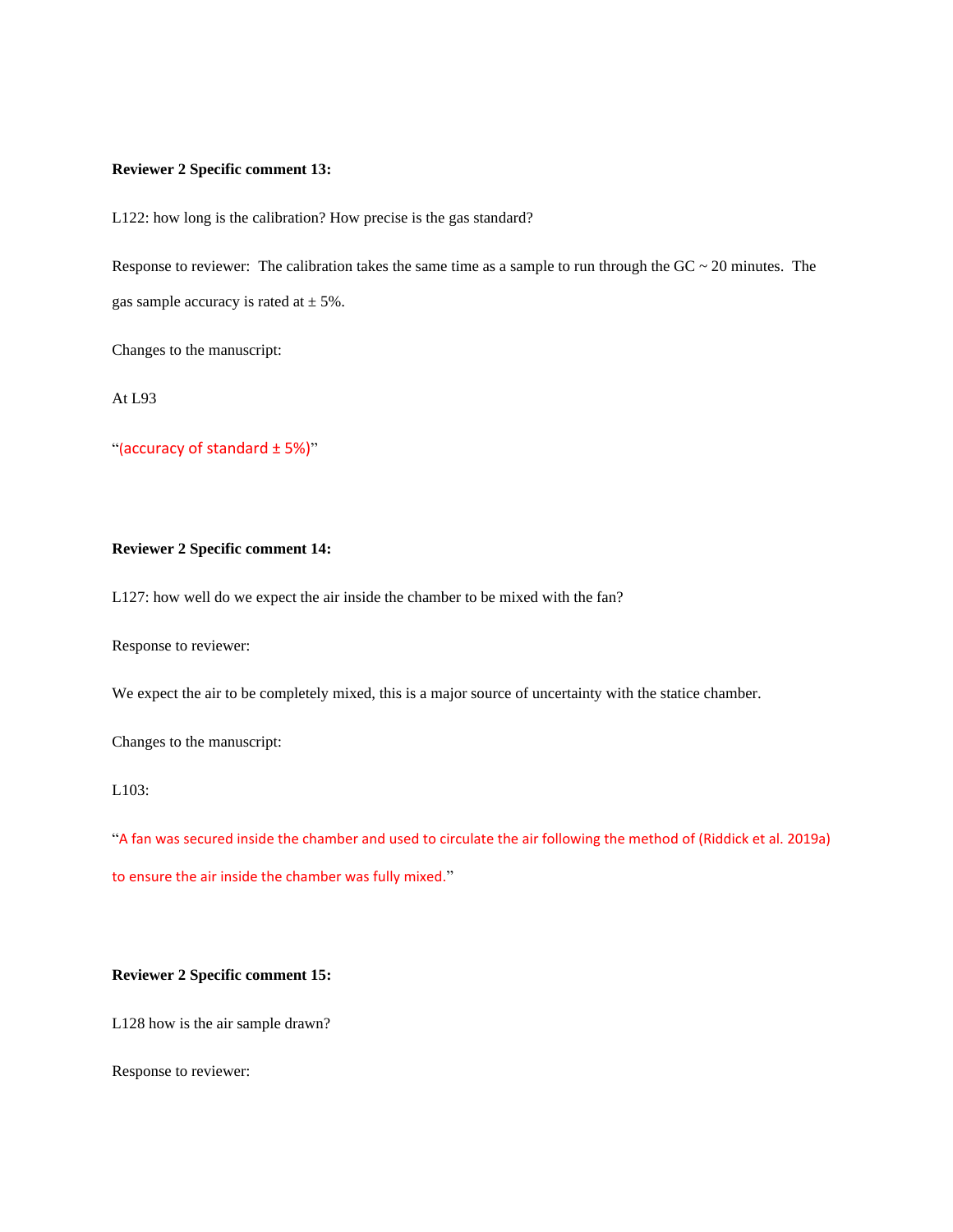**Reviewer 2 Specific comment 13:**

L122: how long is the calibration? How precise is the gas standard?

Response to reviewer: The calibration takes the same time as a sample to run through the GC ~ 20 minutes. The gas sample accuracy is rated at ± 5%.

Changes to the manuscript:

At L93

"(accuracy of standard ± 5%)"

**Reviewer 2 Specific comment 14:**

L127: how well do we expect the air inside the chamber to be mixed with the fan?

Response to reviewer:

We expect the air to be completely mixed, this is a major source of uncertainty with the statice chamber.

Changes to the manuscript:

L103:

"A fan was secured inside the chamber and used to circulate the air following the method of (Riddick et al. 2019a) to ensure the air inside the chamber was fully mixed."

**Reviewer 2 Specific comment 15:**

L128 how is the air sample drawn?

Response to reviewer: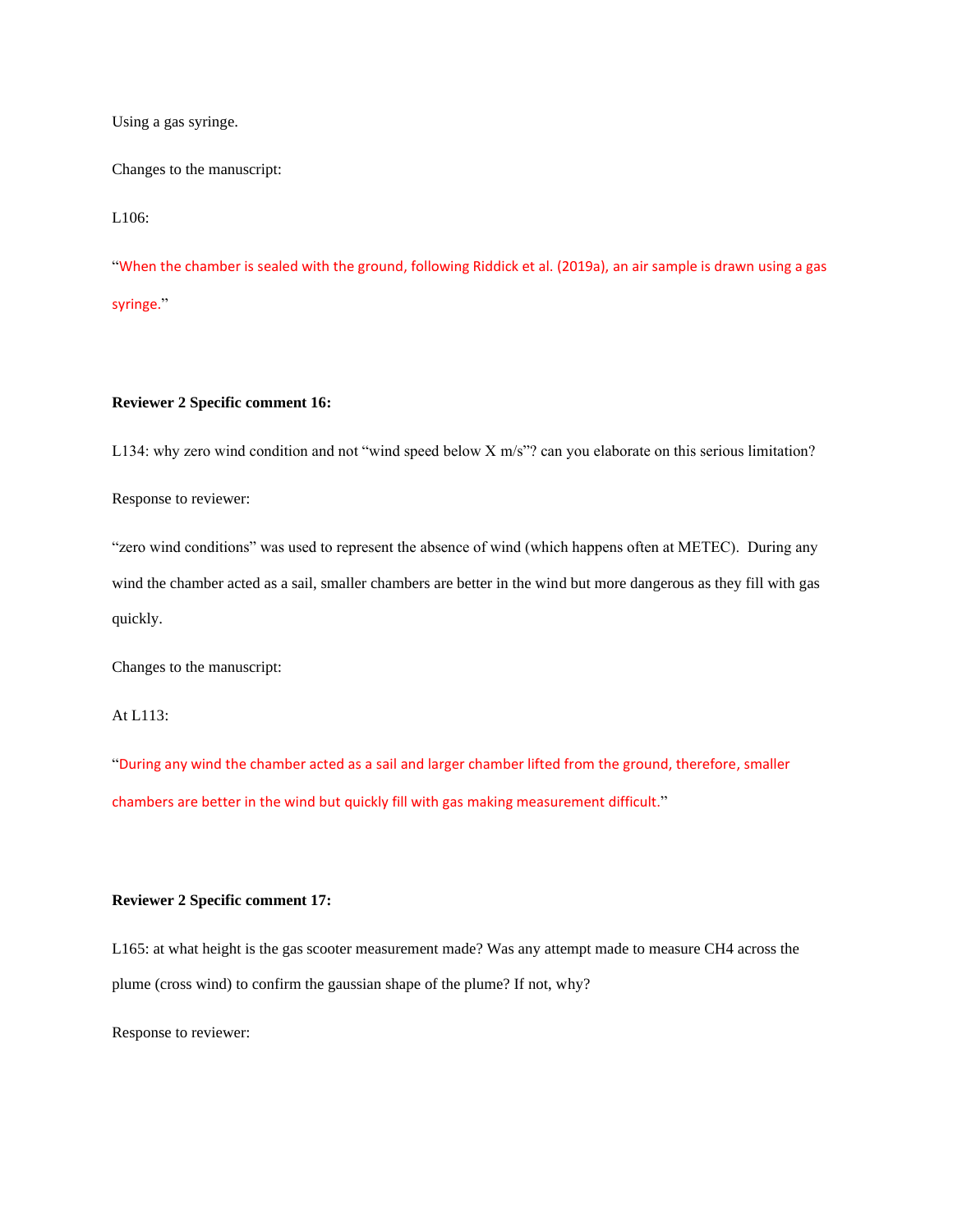Using a gas syringe.

Changes to the manuscript:

L106:

"When the chamber is sealed with the ground, following Riddick et al. (2019a), an air sample is drawn using a gas syringe."

**Reviewer 2 Specific comment 16:**

L134: why zero wind condition and not "wind speed below X m/s"? can you elaborate on this serious limitation?

Response to reviewer:

"zero wind conditions" was used to represent the absence of wind (which happens often at METEC). During any wind the chamber acted as a sail, smaller chambers are better in the wind but more dangerous as they fill with gas quickly.

Changes to the manuscript:

At L113:

"During any wind the chamber acted as a sail and larger chamber lifted from the ground, therefore, smaller chambers are better in the wind but quickly fill with gas making measurement difficult."

**Reviewer 2 Specific comment 17:**

L165: at what height is the gas scooter measurement made? Was any attempt made to measure CH4 across the plume (cross wind) to confirm the gaussian shape of the plume? If not, why?

Response to reviewer: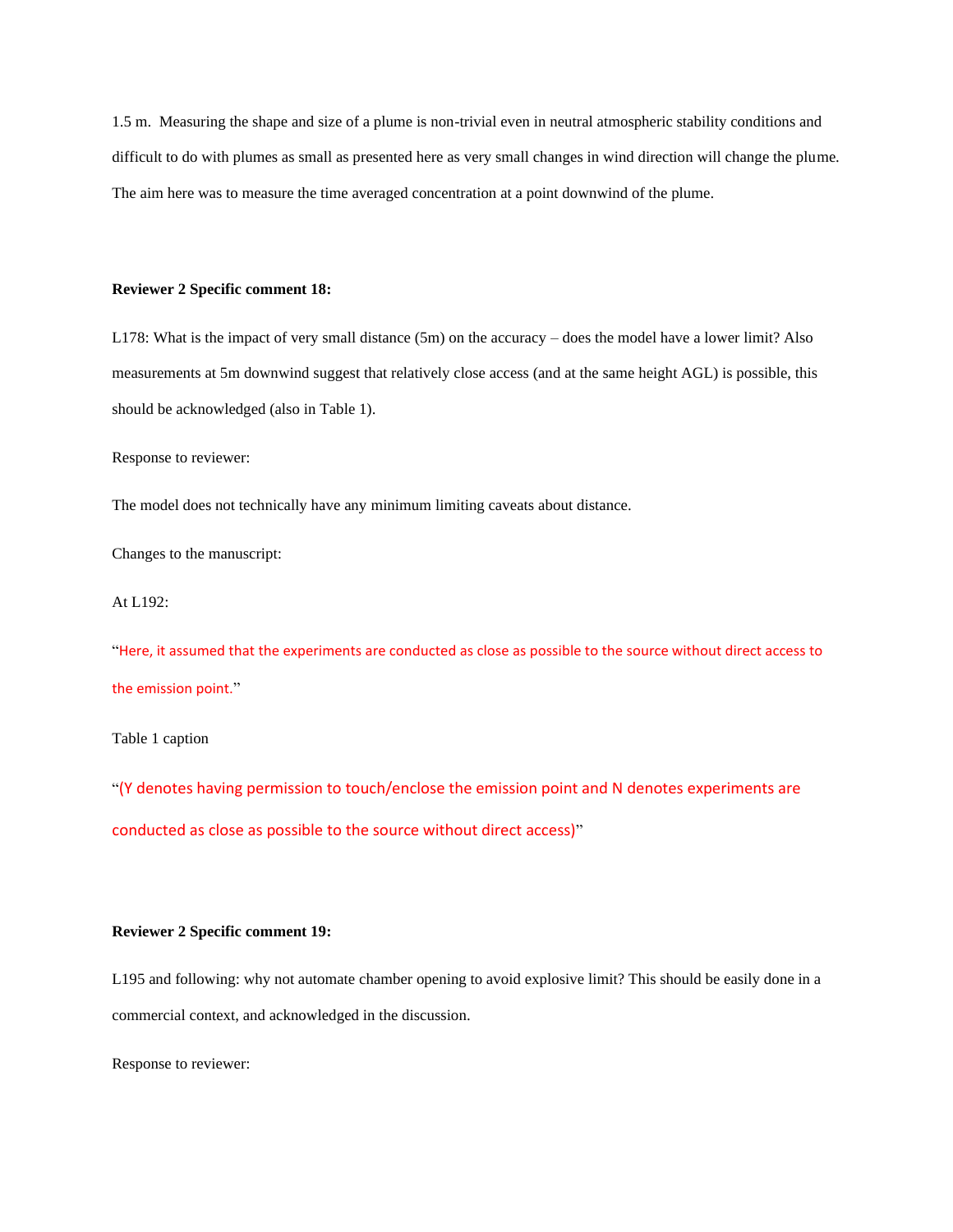1.5 m. Measuring the shape and size of a plume is non-trivial even in neutral atmospheric stability conditions and difficult to do with plumes as small as presented here as very small changes in wind direction will change the plume. The aim here was to measure the time averaged concentration at a point downwind of the plume.

**Reviewer 2 Specific comment 18:**

L178: What is the impact of very small distance (5m) on the accuracy – does the model have a lower limit? Also measurements at 5m downwind suggest that relatively close access (and at the same height AGL) is possible, this should be acknowledged (also in Table 1).

Response to reviewer:

The model does not technically have any minimum limiting caveats about distance.

Changes to the manuscript:

At L192:

"Here, it assumed that the experiments are conducted as close as possible to the source without direct access to the emission point."

Table 1 caption

"(Y denotes having permission to touch/enclose the emission point and N denotes experiments are conducted as close as possible to the source without direct access)"

**Reviewer 2 Specific comment 19:**

L195 and following: why not automate chamber opening to avoid explosive limit? This should be easily done in a commercial context, and acknowledged in the discussion.

Response to reviewer: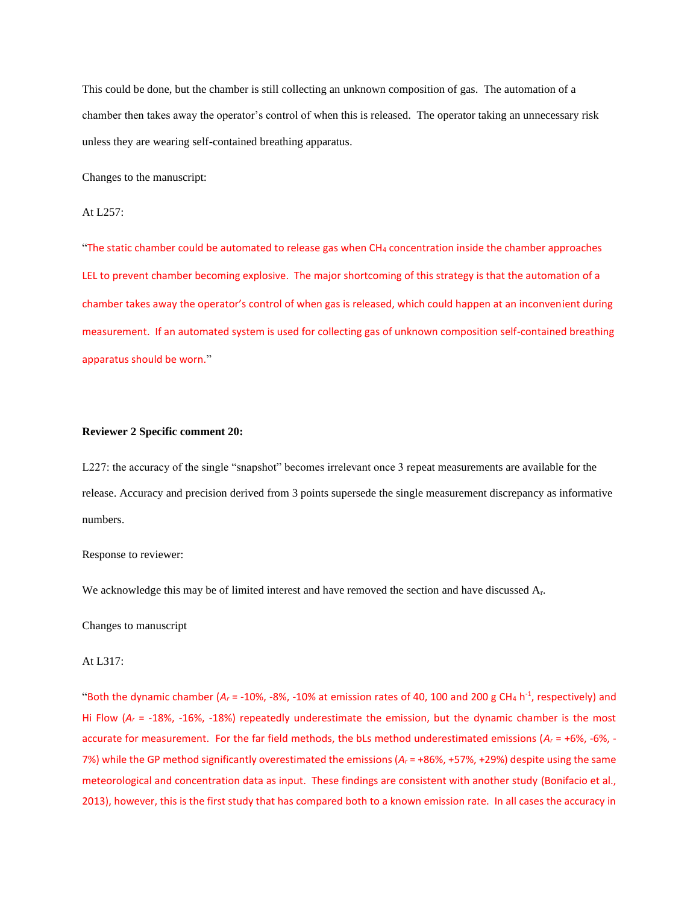This could be done, but the chamber is still collecting an unknown composition of gas. The automation of a chamber then takes away the operator's control of when this is released. The operator taking an unnecessary risk unless they are wearing self-contained breathing apparatus.

Changes to the manuscript:

At L257:

"The static chamber could be automated to release gas when $CH_4$ concentration inside the chamber approaches LEL to prevent chamber becoming explosive. The major shortcoming of this strategy is that the automation of a chamber takes away the operator's control of when gas is released, which could happen at an inconvenient during measurement. If an automated system is used for collecting gas of unknown composition self-contained breathing apparatus should be worn."

**Reviewer 2 Specific comment 20:**

L227: the accuracy of the single "snapshot" becomes irrelevant once 3 repeat measurements are available for the release. Accuracy and precision derived from 3 points supersede the single measurement discrepancy as informative numbers.

Response to reviewer:

We acknowledge this may be of limited interest and have removed the section and have discussed $A_r$.

Changes to manuscript

At L317:

"Both the dynamic chamber ($A_r$ = -10%, -8%, -10% at emission rates of 40, 100 and 200 g $CH_4$ $h^{-1}$, respectively) and Hi Flow ($A_r$ = -18%, -16%, -18%) repeatedly underestimate the emission, but the dynamic chamber is the most accurate for measurement. For the far field methods, the bLs method underestimated emissions ($A_r$ = +6%, -6%, -7%) while the GP method significantly overestimated the emissions ($A_r$ = +86%, +57%, +29%) despite using the same meteorological and concentration data as input. These findings are consistent with another study (Bonifacio et al., 2013), however, this is the first study that has compared both to a known emission rate. In all cases the accuracy in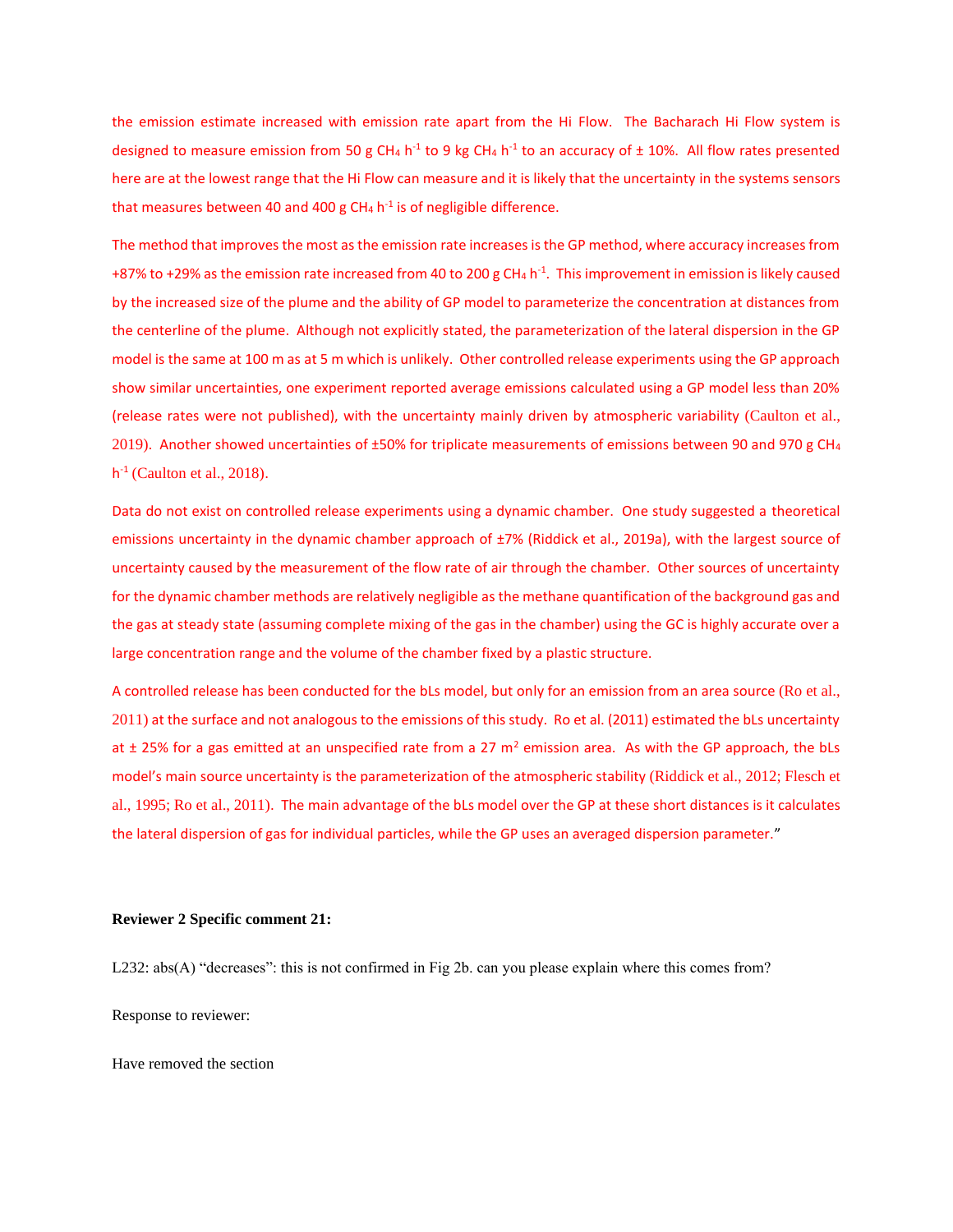the emission estimate increased with emission rate apart from the Hi Flow. The Bacharach Hi Flow system is designed to measure emission from 50 g $CH_4$ $h^{-1}$ to 9 kg $CH_4$ $h^{-1}$ to an accuracy of ± 10%. All flow rates presented here are at the lowest range that the Hi Flow can measure and it is likely that the uncertainty in the systems sensors that measures between 40 and 400 g $CH_4$ $h^{-1}$ is of negligible difference.

The method that improves the most as the emission rate increases is the GP method, where accuracy increases from +87% to +29% as the emission rate increased from 40 to 200 g $CH_4$ $h^{-1}$. This improvement in emission is likely caused by the increased size of the plume and the ability of GP model to parameterize the concentration at distances from the centerline of the plume. Although not explicitly stated, the parameterization of the lateral dispersion in the GP model is the same at 100 m as at 5 m which is unlikely. Other controlled release experiments using the GP approach show similar uncertainties, one experiment reported average emissions calculated using a GP model less than 20% (release rates were not published), with the uncertainty mainly driven by atmospheric variability (Caulton et al., 2019). Another showed uncertainties of ±50% for triplicate measurements of emissions between 90 and 970 g $CH_4$ $h^{-1}$ (Caulton et al., 2018).

Data do not exist on controlled release experiments using a dynamic chamber. One study suggested a theoretical emissions uncertainty in the dynamic chamber approach of ±7% (Riddick et al., 2019a), with the largest source of uncertainty caused by the measurement of the flow rate of air through the chamber. Other sources of uncertainty for the dynamic chamber methods are relatively negligible as the methane quantification of the background gas and the gas at steady state (assuming complete mixing of the gas in the chamber) using the GC is highly accurate over a large concentration range and the volume of the chamber fixed by a plastic structure.

A controlled release has been conducted for the bLs model, but only for an emission from an area source (Ro et al., 2011) at the surface and not analogous to the emissions of this study. Ro et al. (2011) estimated the bLs uncertainty at ± 25% for a gas emitted at an unspecified rate from a 27 $m^2$ emission area. As with the GP approach, the bLs model's main source uncertainty is the parameterization of the atmospheric stability (Riddick et al., 2012; Flesch et al., 1995; Ro et al., 2011). The main advantage of the bLs model over the GP at these short distances is it calculates the lateral dispersion of gas for individual particles, while the GP uses an averaged dispersion parameter."

**Reviewer 2 Specific comment 21:**

L232: abs(A) "decreases": this is not confirmed in Fig 2b. can you please explain where this comes from?

Response to reviewer:

Have removed the section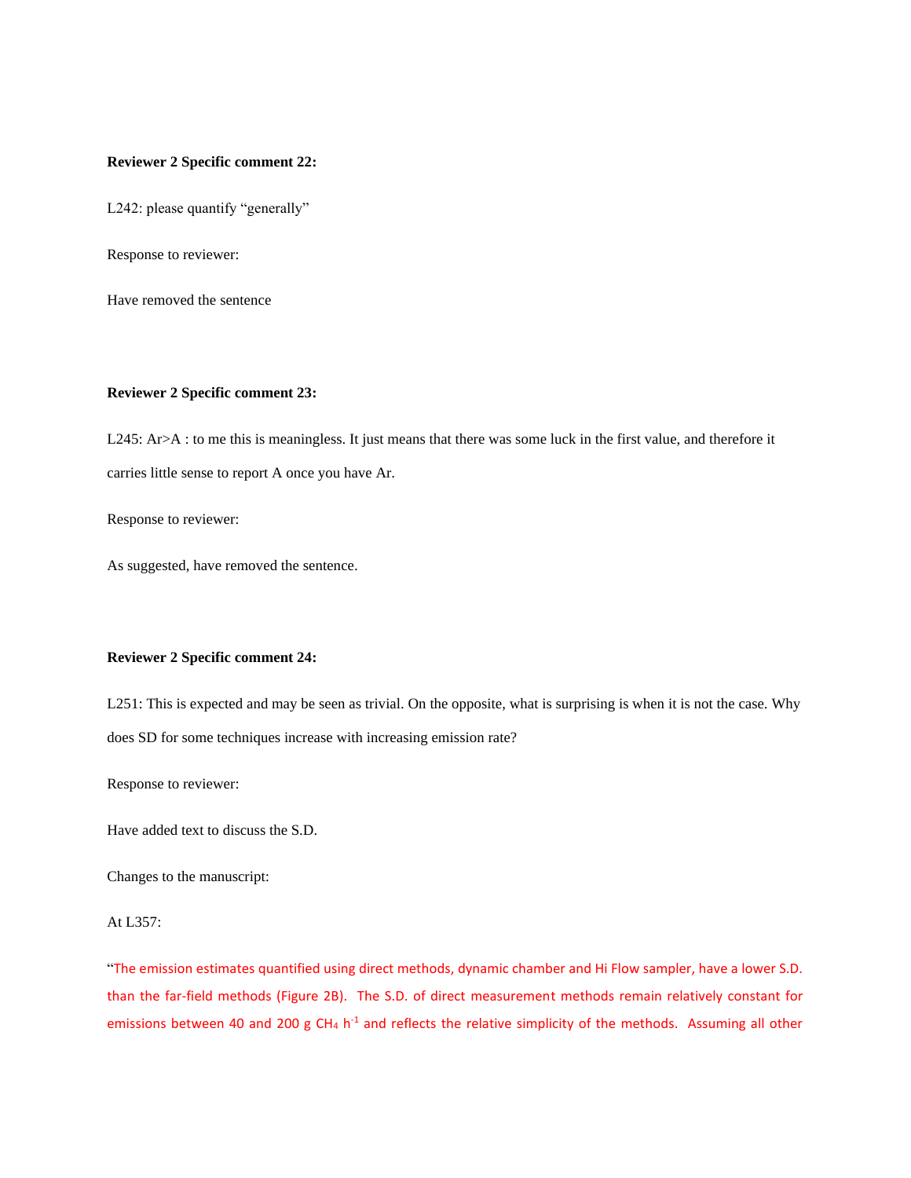**Reviewer 2 Specific comment 22:**

L242: please quantify "generally"

Response to reviewer:

Have removed the sentence

**Reviewer 2 Specific comment 23:**

L245: Ar>A : to me this is meaningless. It just means that there was some luck in the first value, and therefore it carries little sense to report A once you have Ar.

Response to reviewer:

As suggested, have removed the sentence.

**Reviewer 2 Specific comment 24:**

L251: This is expected and may be seen as trivial. On the opposite, what is surprising is when it is not the case. Why does SD for some techniques increase with increasing emission rate?

Response to reviewer:

Have added text to discuss the S.D.

Changes to the manuscript:

At L357:

"The emission estimates quantified using direct methods, dynamic chamber and Hi Flow sampler, have a lower S.D. than the far-field methods (Figure 2B). The S.D. of direct measurement methods remain relatively constant for emissions between 40 and 200 g $CH_4$ $h^{-1}$ and reflects the relative simplicity of the methods. Assuming all other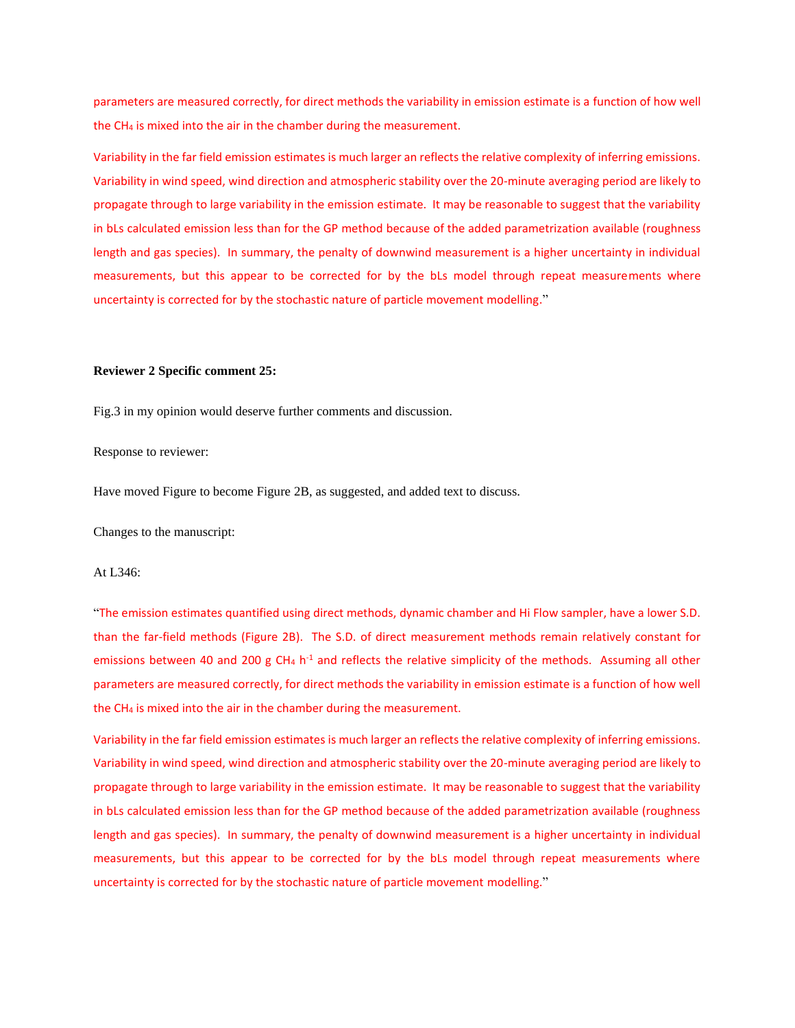parameters are measured correctly, for direct methods the variability in emission estimate is a function of how well the $CH_4$ is mixed into the air in the chamber during the measurement.

Variability in the far field emission estimates is much larger an reflects the relative complexity of inferring emissions. Variability in wind speed, wind direction and atmospheric stability over the 20-minute averaging period are likely to propagate through to large variability in the emission estimate. It may be reasonable to suggest that the variability in bLs calculated emission less than for the GP method because of the added parametrization available (roughness length and gas species). In summary, the penalty of downwind measurement is a higher uncertainty in individual measurements, but this appear to be corrected for by the bLs model through repeat measurements where uncertainty is corrected for by the stochastic nature of particle movement modelling."

**Reviewer 2 Specific comment 25:**

Fig.3 in my opinion would deserve further comments and discussion.

Response to reviewer:

Have moved Figure to become Figure 2B, as suggested, and added text to discuss.

Changes to the manuscript:

At L346:

"The emission estimates quantified using direct methods, dynamic chamber and Hi Flow sampler, have a lower S.D. than the far-field methods (Figure 2B). The S.D. of direct measurement methods remain relatively constant for emissions between 40 and 200 g $CH_4$ $h^{-1}$ and reflects the relative simplicity of the methods. Assuming all other parameters are measured correctly, for direct methods the variability in emission estimate is a function of how well the $CH_4$ is mixed into the air in the chamber during the measurement.

Variability in the far field emission estimates is much larger an reflects the relative complexity of inferring emissions. Variability in wind speed, wind direction and atmospheric stability over the 20-minute averaging period are likely to propagate through to large variability in the emission estimate. It may be reasonable to suggest that the variability in bLs calculated emission less than for the GP method because of the added parametrization available (roughness length and gas species). In summary, the penalty of downwind measurement is a higher uncertainty in individual measurements, but this appear to be corrected for by the bLs model through repeat measurements where uncertainty is corrected for by the stochastic nature of particle movement modelling."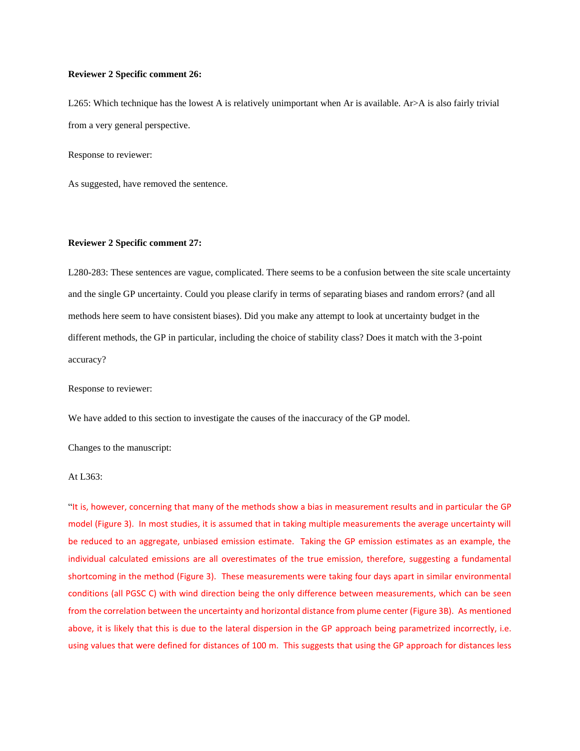**Reviewer 2 Specific comment 26:**

L265: Which technique has the lowest A is relatively unimportant when Ar is available. Ar>A is also fairly trivial from a very general perspective.

Response to reviewer:

As suggested, have removed the sentence.

**Reviewer 2 Specific comment 27:**

L280-283: These sentences are vague, complicated. There seems to be a confusion between the site scale uncertainty and the single GP uncertainty. Could you please clarify in terms of separating biases and random errors? (and all methods here seem to have consistent biases). Did you make any attempt to look at uncertainty budget in the different methods, the GP in particular, including the choice of stability class? Does it match with the 3-point accuracy?

Response to reviewer:

We have added to this section to investigate the causes of the inaccuracy of the GP model.

Changes to the manuscript:

At L363:

"It is, however, concerning that many of the methods show a bias in measurement results and in particular the GP model (Figure 3). In most studies, it is assumed that in taking multiple measurements the average uncertainty will be reduced to an aggregate, unbiased emission estimate. Taking the GP emission estimates as an example, the individual calculated emissions are all overestimates of the true emission, therefore, suggesting a fundamental shortcoming in the method (Figure 3). These measurements were taking four days apart in similar environmental conditions (all PGSC C) with wind direction being the only difference between measurements, which can be seen from the correlation between the uncertainty and horizontal distance from plume center (Figure 3B). As mentioned above, it is likely that this is due to the lateral dispersion in the GP approach being parametrized incorrectly, i.e. using values that were defined for distances of 100 m. This suggests that using the GP approach for distances less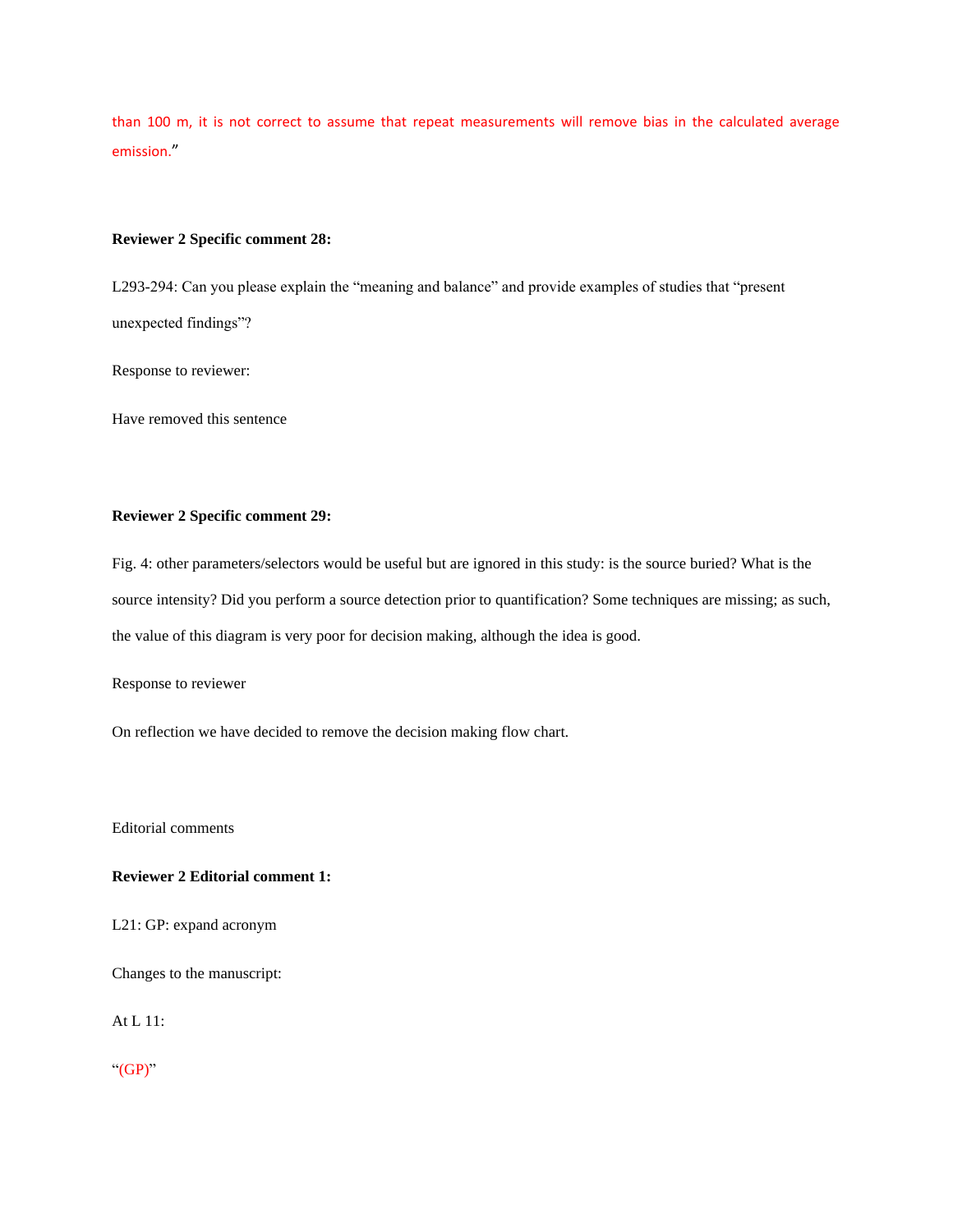than 100 m, it is not correct to assume that repeat measurements will remove bias in the calculated average emission."

**Reviewer 2 Specific comment 28:**

L293-294: Can you please explain the "meaning and balance" and provide examples of studies that "present unexpected findings"?

Response to reviewer:

Have removed this sentence

**Reviewer 2 Specific comment 29:**

Fig. 4: other parameters/selectors would be useful but are ignored in this study: is the source buried? What is the source intensity? Did you perform a source detection prior to quantification? Some techniques are missing; as such, the value of this diagram is very poor for decision making, although the idea is good.

Response to reviewer

On reflection we have decided to remove the decision making flow chart.

Editorial comments

**Reviewer 2 Editorial comment 1:**

L21: GP: expand acronym

Changes to the manuscript:

At L 11:

"(GP)"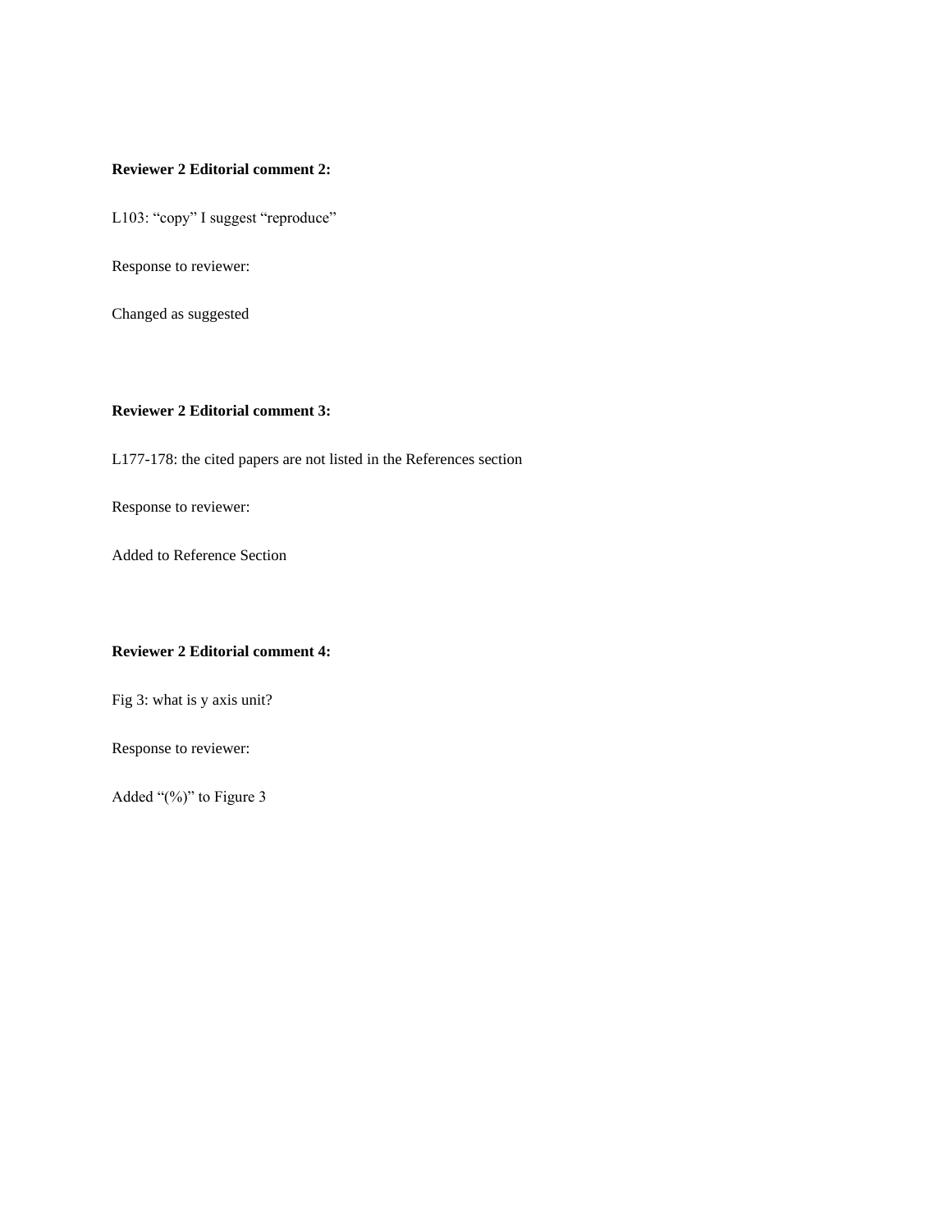**Reviewer 2 Editorial comment 2:**

L103: “copy” I suggest “reproduce”

Response to reviewer:

Changed as suggested

**Reviewer 2 Editorial comment 3:**

L177-178: the cited papers are not listed in the References section

Response to reviewer:

Added to Reference Section

**Reviewer 2 Editorial comment 4:**

Fig 3: what is y axis unit?

Response to reviewer:

Added “(%)” to Figure 3